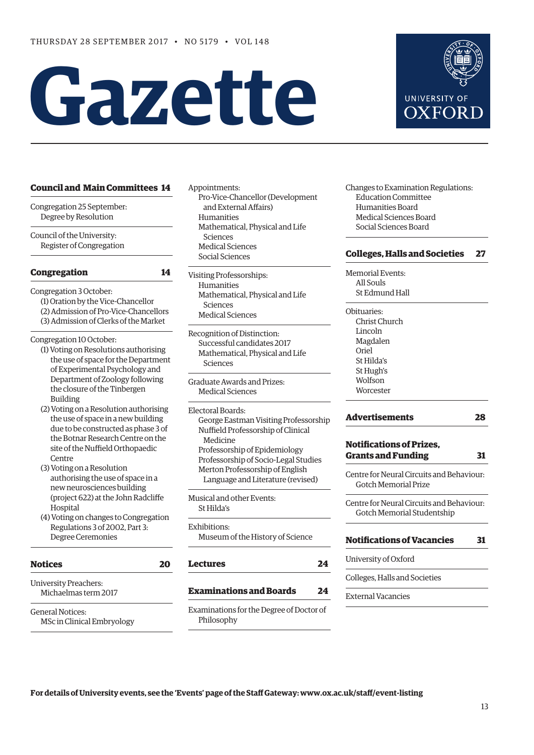THURSDAY 28 SEPTEMBER 2017 • NO 5179 • VOL 148

# Gazette

UNIVERSITY OF OXFORD

## Council and Main Committees 14

Congregation 25 September:
- Degree by Resolution

Council of the University:
- Register of Congregation

## Congregation 14

Congregation 3 October:
- (1) Oration by the Vice-Chancellor
- (2) Admission of Pro-Vice-Chancellors
- (3) Admission of Clerks of the Market

Congregation 10 October:
- (1) Voting on Resolutions authorising the use of space for the Department of Experimental Psychology and Department of Zoology following the closure of the Tinbergen Building
- (2) Voting on a Resolution authorising the use of space in a new building due to be constructed as phase 3 of the Botnar Research Centre on the site of the Nuffield Orthopaedic Centre
- (3) Voting on a Resolution authorising the use of space in a new neurosciences building (project 622) at the John Radcliffe Hospital
- (4) Voting on changes to Congregation Regulations 3 of 2002, Part 3: Degree Ceremonies

## Notices 20

University Preachers:
- Michaelmas term 2017

General Notices:
- MSc in Clinical Embryology

Appointments:
- Pro-Vice-Chancellor (Development and External Affairs)
- Humanities
- Mathematical, Physical and Life Sciences
- Medical Sciences
- Social Sciences

Visiting Professorships:
- Humanities
- Mathematical, Physical and Life Sciences
- Medical Sciences

Recognition of Distinction:
- Successful candidates 2017
- Mathematical, Physical and Life Sciences

Graduate Awards and Prizes:
- Medical Sciences

Electoral Boards:
- George Eastman Visiting Professorship
- Nuffield Professorship of Clinical Medicine
- Professorship of Epidemiology
- Professorship of Socio-Legal Studies
- Merton Professorship of English Language and Literature (revised)

Musical and other Events:
- St Hilda's

Exhibitions:
- Museum of the History of Science

## Lectures 24

## Examinations and Boards 24

Examinations for the Degree of Doctor of Philosophy

Changes to Examination Regulations:
- Education Committee
- Humanities Board
- Medical Sciences Board
- Social Sciences Board

## Colleges, Halls and Societies 27

Memorial Events:
- All Souls
- St Edmund Hall

Obituaries:
- Christ Church
- Lincoln
- Magdalen
- Oriel
- St Hilda's
- St Hugh's
- Wolfson
- Worcester

## Advertisements 28

## Notifications of Prizes, Grants and Funding 31

Centre for Neural Circuits and Behaviour:
- Gotch Memorial Prize

Centre for Neural Circuits and Behaviour:
- Gotch Memorial Studentship

## Notifications of Vacancies 31

University of Oxford

Colleges, Halls and Societies

External Vacancies

**For details of University events, see the 'Events' page of the Staff Gateway: www.ox.ac.uk/staff/event-listing**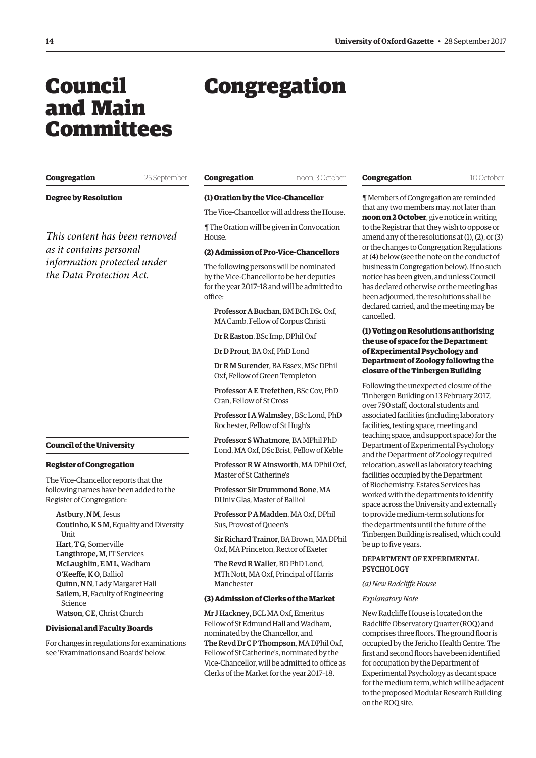# Council and Main Committees

### Congregation — 25 September

**Degree by Resolution**

*This content has been removed as it contains personal information protected under the Data Protection Act.*

### Council of the University

**Register of Congregation**

The Vice-Chancellor reports that the following names have been added to the Register of Congregation:

- **Astbury, N M**, Jesus
- **Coutinho, K S M**, Equality and Diversity Unit
- **Hart, T G**, Somerville
- **Langthrope, M**, IT Services
- **McLaughlin, E M L**, Wadham
- **O'Keeffe, K O**, Balliol
- **Quinn, N N**, Lady Margaret Hall
- **Sailem, H**, Faculty of Engineering Science
- **Watson, C E**, Christ Church

**Divisional and Faculty Boards**

For changes in regulations for examinations see 'Examinations and Boards' below.

# Congregation

### Congregation — noon, 3 October

**(1) Oration by the Vice-Chancellor**

The Vice-Chancellor will address the House.

¶ The Oration will be given in Convocation House.

**(2) Admission of Pro-Vice-Chancellors**

The following persons will be nominated by the Vice-Chancellor to be her deputies for the year 2017–18 and will be admitted to office:

**Professor A Buchan**, BM BCh DSc Oxf, MA Camb, Fellow of Corpus Christi

**Dr R Easton**, BSc Imp, DPhil Oxf

**Dr D Prout**, BA Oxf, PhD Lond

**Dr R M Surender**, BA Essex, MSc DPhil Oxf, Fellow of Green Templeton

**Professor A E Trefethen**, BSc Cov, PhD Cran, Fellow of St Cross

**Professor I A Walmsley**, BSc Lond, PhD Rochester, Fellow of St Hugh's

**Professor S Whatmore**, BA MPhil PhD Lond, MA Oxf, DSc Brist, Fellow of Keble

**Professor R W Ainsworth**, MA DPhil Oxf, Master of St Catherine's

**Professor Sir Drummond Bone**, MA DUniv Glas, Master of Balliol

**Professor P A Madden**, MA Oxf, DPhil Sus, Provost of Queen's

**Sir Richard Trainor**, BA Brown, MA DPhil Oxf, MA Princeton, Rector of Exeter

**The Revd R Waller**, BD PhD Lond, MTh Nott, MA Oxf, Principal of Harris Manchester

**(3) Admission of Clerks of the Market**

**Mr J Hackney**, BCL MA Oxf, Emeritus Fellow of St Edmund Hall and Wadham, nominated by the Chancellor, and **The Revd Dr C P Thompson**, MA DPhil Oxf, Fellow of St Catherine's, nominated by the Vice-Chancellor, will be admitted to office as Clerks of the Market for the year 2017–18.

### Congregation — 10 October

¶ Members of Congregation are reminded that any two members may, not later than **noon on 2 October**, give notice in writing to the Registrar that they wish to oppose or amend any of the resolutions at (1), (2), or (3) or the changes to Congregation Regulations at (4) below (see the note on the conduct of business in Congregation below). If no such notice has been given, and unless Council has declared otherwise or the meeting has been adjourned, the resolutions shall be declared carried, and the meeting may be cancelled.

**(1) Voting on Resolutions authorising the use of space for the Department of Experimental Psychology and Department of Zoology following the closure of the Tinbergen Building**

Following the unexpected closure of the Tinbergen Building on 13 February 2017, over 790 staff, doctoral students and associated facilities (including laboratory facilities, testing space, meeting and teaching space, and support space) for the Department of Experimental Psychology and the Department of Zoology required relocation, as well as laboratory teaching facilities occupied by the Department of Biochemistry. Estates Services has worked with the departments to identify space across the University and externally to provide medium-term solutions for the departments until the future of the Tinbergen Building is realised, which could be up to five years.

DEPARTMENT OF EXPERIMENTAL PSYCHOLOGY

*(a) New Radcliffe House*

*Explanatory Note*

New Radcliffe House is located on the Radcliffe Observatory Quarter (ROQ) and comprises three floors. The ground floor is occupied by the Jericho Health Centre. The first and second floors have been identified for occupation by the Department of Experimental Psychology as decant space for the medium term, which will be adjacent to the proposed Modular Research Building on the ROQ site.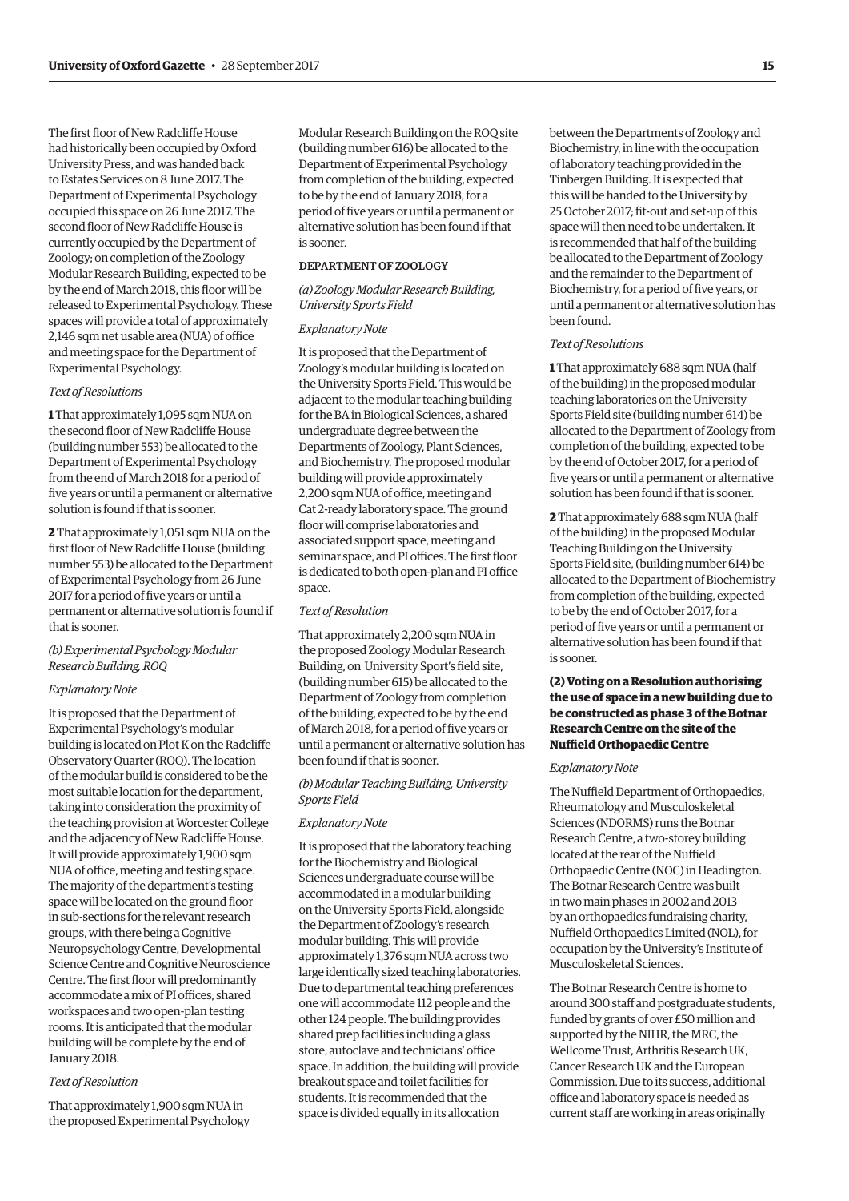The first floor of New Radcliffe House had historically been occupied by Oxford University Press, and was handed back to Estates Services on 8 June 2017. The Department of Experimental Psychology occupied this space on 26 June 2017. The second floor of New Radcliffe House is currently occupied by the Department of Zoology; on completion of the Zoology Modular Research Building, expected to be by the end of March 2018, this floor will be released to Experimental Psychology. These spaces will provide a total of approximately 2,146 sqm net usable area (NUA) of office and meeting space for the Department of Experimental Psychology.

*Text of Resolutions*

**1** That approximately 1,095 sqm NUA on the second floor of New Radcliffe House (building number 553) be allocated to the Department of Experimental Psychology from the end of March 2018 for a period of five years or until a permanent or alternative solution is found if that is sooner.

**2** That approximately 1,051 sqm NUA on the first floor of New Radcliffe House (building number 553) be allocated to the Department of Experimental Psychology from 26 June 2017 for a period of five years or until a permanent or alternative solution is found if that is sooner.

*(b) Experimental Psychology Modular Research Building, ROQ*

*Explanatory Note*

It is proposed that the Department of Experimental Psychology's modular building is located on Plot K on the Radcliffe Observatory Quarter (ROQ). The location of the modular build is considered to be the most suitable location for the department, taking into consideration the proximity of the teaching provision at Worcester College and the adjacency of New Radcliffe House. It will provide approximately 1,900 sqm NUA of office, meeting and testing space. The majority of the department's testing space will be located on the ground floor in sub-sections for the relevant research groups, with there being a Cognitive Neuropsychology Centre, Developmental Science Centre and Cognitive Neuroscience Centre. The first floor will predominantly accommodate a mix of PI offices, shared workspaces and two open-plan testing rooms. It is anticipated that the modular building will be complete by the end of January 2018.

*Text of Resolution*

That approximately 1,900 sqm NUA in the proposed Experimental Psychology Modular Research Building on the ROQ site (building number 616) be allocated to the Department of Experimental Psychology from completion of the building, expected to be by the end of January 2018, for a period of five years or until a permanent or alternative solution has been found if that is sooner.

DEPARTMENT OF ZOOLOGY

*(a) Zoology Modular Research Building, University Sports Field*

*Explanatory Note*

It is proposed that the Department of Zoology's modular building is located on the University Sports Field. This would be adjacent to the modular teaching building for the BA in Biological Sciences, a shared undergraduate degree between the Departments of Zoology, Plant Sciences, and Biochemistry. The proposed modular building will provide approximately 2,200 sqm NUA of office, meeting and Cat 2-ready laboratory space. The ground floor will comprise laboratories and associated support space, meeting and seminar space, and PI offices. The first floor is dedicated to both open-plan and PI office space.

*Text of Resolution*

That approximately 2,200 sqm NUA in the proposed Zoology Modular Research Building, on University Sport's field site, (building number 615) be allocated to the Department of Zoology from completion of the building, expected to be by the end of March 2018, for a period of five years or until a permanent or alternative solution has been found if that is sooner.

*(b) Modular Teaching Building, University Sports Field*

*Explanatory Note*

It is proposed that the laboratory teaching for the Biochemistry and Biological Sciences undergraduate course will be accommodated in a modular building on the University Sports Field, alongside the Department of Zoology's research modular building. This will provide approximately 1,376 sqm NUA across two large identically sized teaching laboratories. Due to departmental teaching preferences one will accommodate 112 people and the other 124 people. The building provides shared prep facilities including a glass store, autoclave and technicians' office space. In addition, the building will provide breakout space and toilet facilities for students. It is recommended that the space is divided equally in its allocation between the Departments of Zoology and Biochemistry, in line with the occupation of laboratory teaching provided in the Tinbergen Building. It is expected that this will be handed to the University by 25 October 2017; fit-out and set-up of this space will then need to be undertaken. It is recommended that half of the building be allocated to the Department of Zoology and the remainder to the Department of Biochemistry, for a period of five years, or until a permanent or alternative solution has been found.

*Text of Resolutions*

**1** That approximately 688 sqm NUA (half of the building) in the proposed modular teaching laboratories on the University Sports Field site (building number 614) be allocated to the Department of Zoology from completion of the building, expected to be by the end of October 2017, for a period of five years or until a permanent or alternative solution has been found if that is sooner.

**2** That approximately 688 sqm NUA (half of the building) in the proposed Modular Teaching Building on the University Sports Field site, (building number 614) be allocated to the Department of Biochemistry from completion of the building, expected to be by the end of October 2017, for a period of five years or until a permanent or alternative solution has been found if that is sooner.

**(2) Voting on a Resolution authorising the use of space in a new building due to be constructed as phase 3 of the Botnar Research Centre on the site of the Nuffield Orthopaedic Centre**

*Explanatory Note*

The Nuffield Department of Orthopaedics, Rheumatology and Musculoskeletal Sciences (NDORMS) runs the Botnar Research Centre, a two-storey building located at the rear of the Nuffield Orthopaedic Centre (NOC) in Headington. The Botnar Research Centre was built in two main phases in 2002 and 2013 by an orthopaedics fundraising charity, Nuffield Orthopaedics Limited (NOL), for occupation by the University's Institute of Musculoskeletal Sciences.

The Botnar Research Centre is home to around 300 staff and postgraduate students, funded by grants of over £50 million and supported by the NIHR, the MRC, the Wellcome Trust, Arthritis Research UK, Cancer Research UK and the European Commission. Due to its success, additional office and laboratory space is needed as current staff are working in areas originally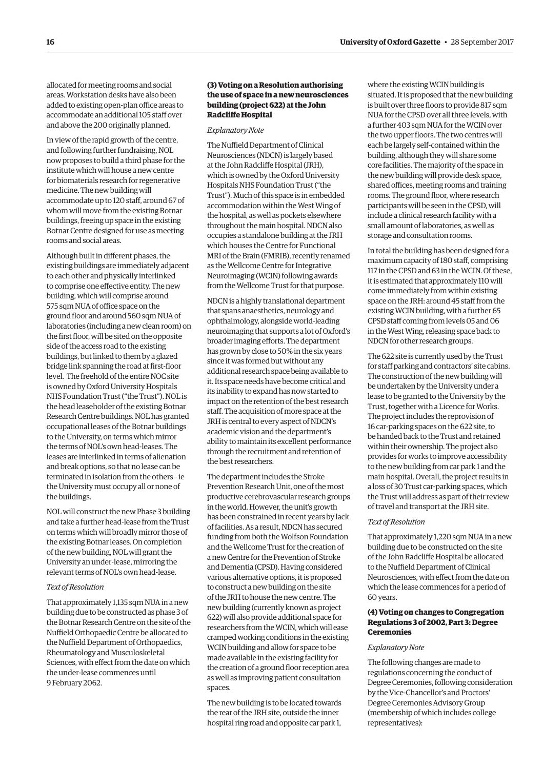allocated for meeting rooms and social areas. Workstation desks have also been added to existing open-plan office areas to accommodate an additional 105 staff over and above the 200 originally planned.

In view of the rapid growth of the centre, and following further fundraising, NOL now proposes to build a third phase for the institute which will house a new centre for biomaterials research for regenerative medicine. The new building will accommodate up to 120 staff, around 67 of whom will move from the existing Botnar buildings, freeing up space in the existing Botnar Centre designed for use as meeting rooms and social areas.

Although built in different phases, the existing buildings are immediately adjacent to each other and physically interlinked to comprise one effective entity. The new building, which will comprise around 575 sqm NUA of office space on the ground floor and around 560 sqm NUA of laboratories (including a new clean room) on the first floor, will be sited on the opposite side of the access road to the existing buildings, but linked to them by a glazed bridge link spanning the road at first-floor level. The freehold of the entire NOC site is owned by Oxford University Hospitals NHS Foundation Trust ("the Trust"). NOL is the head leaseholder of the existing Botnar Research Centre buildings. NOL has granted occupational leases of the Botnar buildings to the University, on terms which mirror the terms of NOL's own head-leases. The leases are interlinked in terms of alienation and break options, so that no lease can be terminated in isolation from the others – ie the University must occupy all or none of the buildings.

NOL will construct the new Phase 3 building and take a further head-lease from the Trust on terms which will broadly mirror those of the existing Botnar leases. On completion of the new building, NOL will grant the University an under-lease, mirroring the relevant terms of NOL's own head-lease.

*Text of Resolution*

That approximately 1,135 sqm NUA in a new building due to be constructed as phase 3 of the Botnar Research Centre on the site of the Nuffield Orthopaedic Centre be allocated to the Nuffield Department of Orthopaedics, Rheumatology and Musculoskeletal Sciences, with effect from the date on which the under-lease commences until 9 February 2062.

### (3) Voting on a Resolution authorising the use of space in a new neurosciences building (project 622) at the John Radcliffe Hospital

*Explanatory Note*

The Nuffield Department of Clinical Neurosciences (NDCN) is largely based at the John Radcliffe Hospital (JRH), which is owned by the Oxford University Hospitals NHS Foundation Trust ("the Trust"). Much of this space is in embedded accommodation within the West Wing of the hospital, as well as pockets elsewhere throughout the main hospital. NDCN also occupies a standalone building at the JRH which houses the Centre for Functional MRI of the Brain (FMRIB), recently renamed as the Wellcome Centre for Integrative Neuroimaging (WCIN) following awards from the Wellcome Trust for that purpose.

NDCN is a highly translational department that spans anaesthetics, neurology and ophthalmology, alongside world-leading neuroimaging that supports a lot of Oxford's broader imaging efforts. The department has grown by close to 50% in the six years since it was formed but without any additional research space being available to it. Its space needs have become critical and its inability to expand has now started to impact on the retention of the best research staff. The acquisition of more space at the JRH is central to every aspect of NDCN's academic vision and the department's ability to maintain its excellent performance through the recruitment and retention of the best researchers.

The department includes the Stroke Prevention Research Unit, one of the most productive cerebrovascular research groups in the world. However, the unit's growth has been constrained in recent years by lack of facilities. As a result, NDCN has secured funding from both the Wolfson Foundation and the Wellcome Trust for the creation of a new Centre for the Prevention of Stroke and Dementia (CPSD). Having considered various alternative options, it is proposed to construct a new building on the site of the JRH to house the new centre. The new building (currently known as project 622) will also provide additional space for researchers from the WCIN, which will ease cramped working conditions in the existing WCIN building and allow for space to be made available in the existing facility for the creation of a ground floor reception area as well as improving patient consultation spaces.

The new building is to be located towards the rear of the JRH site, outside the inner hospital ring road and opposite car park 1, where the existing WCIN building is situated. It is proposed that the new building is built over three floors to provide 817 sqm NUA for the CPSD over all three levels, with a further 403 sqm NUA for the WCIN over the two upper floors. The two centres will each be largely self-contained within the building, although they will share some core facilities. The majority of the space in the new building will provide desk space, shared offices, meeting rooms and training rooms. The ground floor, where research participants will be seen in the CPSD, will include a clinical research facility with a small amount of laboratories, as well as storage and consultation rooms.

In total the building has been designed for a maximum capacity of 180 staff, comprising 117 in the CPSD and 63 in the WCIN. Of these, it is estimated that approximately 110 will come immediately from within existing space on the JRH: around 45 staff from the existing WCIN building, with a further 65 CPSD staff coming from levels 05 and 06 in the West Wing, releasing space back to NDCN for other research groups.

The 622 site is currently used by the Trust for staff parking and contractors' site cabins. The construction of the new building will be undertaken by the University under a lease to be granted to the University by the Trust, together with a Licence for Works. The project includes the reprovision of 16 car-parking spaces on the 622 site, to be handed back to the Trust and retained within their ownership. The project also provides for works to improve accessibility to the new building from car park 1 and the main hospital. Overall, the project results in a loss of 30 Trust car-parking spaces, which the Trust will address as part of their review of travel and transport at the JRH site.

*Text of Resolution*

That approximately 1,220 sqm NUA in a new building due to be constructed on the site of the John Radcliffe Hospital be allocated to the Nuffield Department of Clinical Neurosciences, with effect from the date on which the lease commences for a period of 60 years.

### (4) Voting on changes to Congregation Regulations 3 of 2002, Part 3: Degree Ceremonies

*Explanatory Note*

The following changes are made to regulations concerning the conduct of Degree Ceremonies, following consideration by the Vice-Chancellor's and Proctors' Degree Ceremonies Advisory Group (membership of which includes college representatives):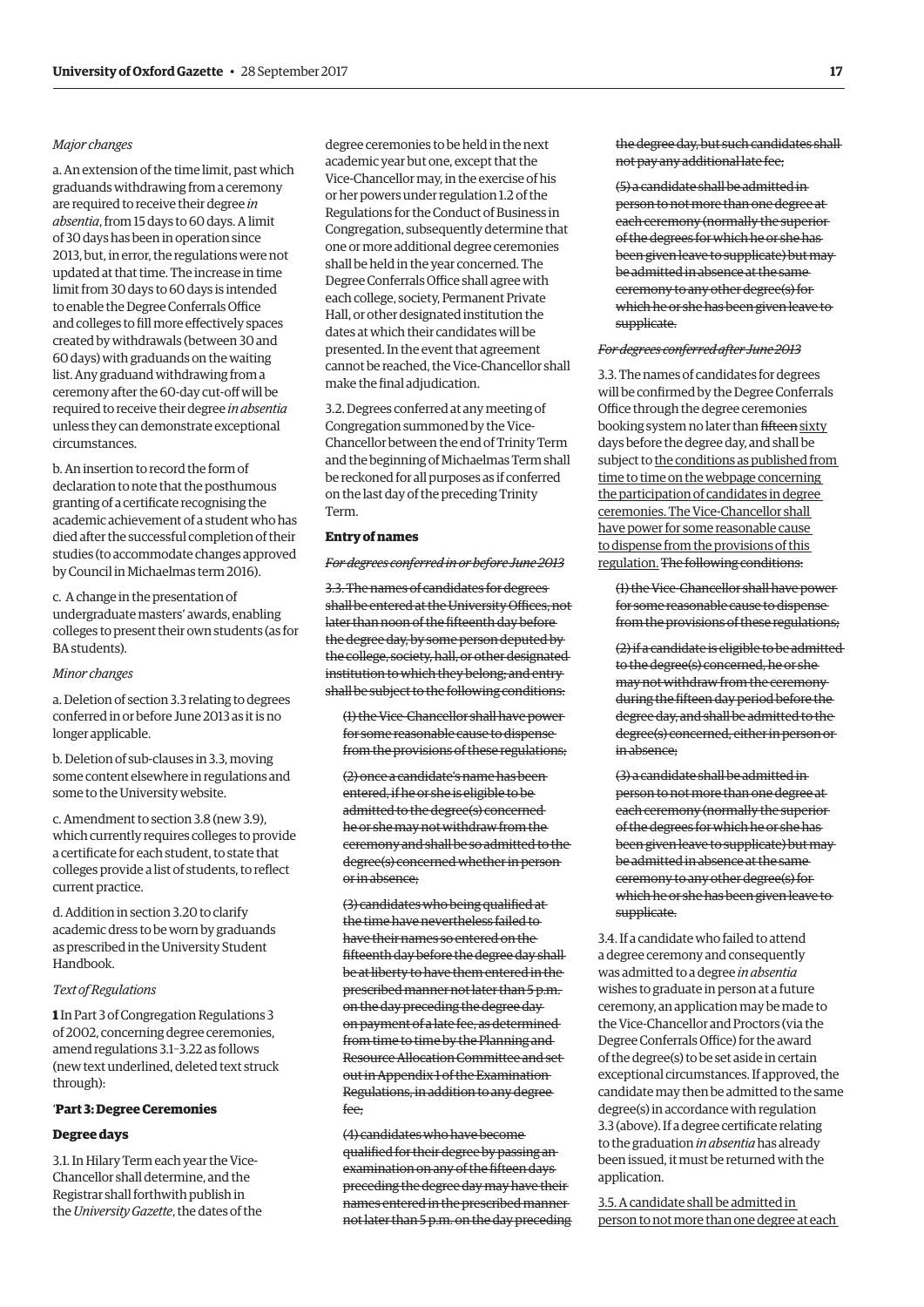*Major changes*

a. An extension of the time limit, past which graduands withdrawing from a ceremony are required to receive their degree *in absentia*, from 15 days to 60 days. A limit of 30 days has been in operation since 2013, but, in error, the regulations were not updated at that time. The increase in time limit from 30 days to 60 days is intended to enable the Degree Conferrals Office and colleges to fill more effectively spaces created by withdrawals (between 30 and 60 days) with graduands on the waiting list. Any graduand withdrawing from a ceremony after the 60-day cut-off will be required to receive their degree *in absentia* unless they can demonstrate exceptional circumstances.

b. An insertion to record the form of declaration to note that the posthumous granting of a certificate recognising the academic achievement of a student who has died after the successful completion of their studies (to accommodate changes approved by Council in Michaelmas term 2016).

c. A change in the presentation of undergraduate masters' awards, enabling colleges to present their own students (as for BA students).

*Minor changes*

a. Deletion of section 3.3 relating to degrees conferred in or before June 2013 as it is no longer applicable.

b. Deletion of sub-clauses in 3.3, moving some content elsewhere in regulations and some to the University website.

c. Amendment to section 3.8 (new 3.9), which currently requires colleges to provide a certificate for each student, to state that colleges provide a list of students, to reflect current practice.

d. Addition in section 3.20 to clarify academic dress to be worn by graduands as prescribed in the University Student Handbook.

*Text of Regulations*

**1** In Part 3 of Congregation Regulations 3 of 2002, concerning degree ceremonies, amend regulations 3.1–3.22 as follows (new text underlined, deleted text struck through):

'**Part 3: Degree Ceremonies**

**Degree days**

3.1. In Hilary Term each year the Vice-Chancellor shall determine, and the Registrar shall forthwith publish in the *University Gazette*, the dates of the degree ceremonies to be held in the next academic year but one, except that the Vice-Chancellor may, in the exercise of his or her powers under regulation 1.2 of the Regulations for the Conduct of Business in Congregation, subsequently determine that one or more additional degree ceremonies shall be held in the year concerned. The Degree Conferrals Office shall agree with each college, society, Permanent Private Hall, or other designated institution the dates at which their candidates will be presented. In the event that agreement cannot be reached, the Vice-Chancellor shall make the final adjudication.

3.2. Degrees conferred at any meeting of Congregation summoned by the Vice-Chancellor between the end of Trinity Term and the beginning of Michaelmas Term shall be reckoned for all purposes as if conferred on the last day of the preceding Trinity Term.

**Entry of names**

~~*For degrees conferred in or before June 2013*~~

~~3.3. The names of candidates for degrees shall be entered at the University Offices, not later than noon of the fifteenth day before the degree day, by some person deputed by the college, society, hall, or other designated institution to which they belong, and entry shall be subject to the following conditions:~~

~~(1) the Vice-Chancellor shall have power for some reasonable cause to dispense from the provisions of these regulations;~~

~~(2) once a candidate's name has been entered, if he or she is eligible to be admitted to the degree(s) concerned he or she may not withdraw from the ceremony and shall be so admitted to the degree(s) concerned whether in person or in absence;~~

~~(3) candidates who being qualified at the time have nevertheless failed to have their names so entered on the fifteenth day before the degree day shall be at liberty to have them entered in the prescribed manner not later than 5 p.m. on the day preceding the degree day on payment of a late fee, as determined from time to time by the Planning and Resource Allocation Committee and set out in Appendix 1 of the Examination Regulations, in addition to any degree fee;~~

~~(4) candidates who have become qualified for their degree by passing an examination on any of the fifteen days preceding the degree day may have their names entered in the prescribed manner not later than 5 p.m. on the day preceding the degree day, but such candidates shall not pay any additional late fee;~~

~~(5) a candidate shall be admitted in person to not more than one degree at each ceremony (normally the superior of the degrees for which he or she has been given leave to supplicate) but may be admitted in absence at the same ceremony to any other degree(s) for which he or she has been given leave to supplicate.~~

~~*For degrees conferred after June 2013*~~

3.3. The names of candidates for degrees will be confirmed by the Degree Conferrals Office through the degree ceremonies booking system no later than ~~fifteen~~ <u>sixty</u> days before the degree day, and shall be subject to <u>the conditions as published from time to time on the webpage concerning the participation of candidates in degree ceremonies. The Vice-Chancellor shall have power for some reasonable cause to dispense from the provisions of this regulation.</u> ~~The following conditions:~~

~~(1) the Vice-Chancellor shall have power for some reasonable cause to dispense from the provisions of these regulations;~~

~~(2) if a candidate is eligible to be admitted to the degree(s) concerned, he or she may not withdraw from the ceremony during the fifteen day period before the degree day, and shall be admitted to the degree(s) concerned, either in person or in absence;~~

~~(3) a candidate shall be admitted in person to not more than one degree at each ceremony (normally the superior of the degrees for which he or she has been given leave to supplicate) but may be admitted in absence at the same ceremony to any other degree(s) for which he or she has been given leave to supplicate.~~

3.4. If a candidate who failed to attend a degree ceremony and consequently was admitted to a degree *in absentia* wishes to graduate in person at a future ceremony, an application may be made to the Vice-Chancellor and Proctors (via the Degree Conferrals Office) for the award of the degree(s) to be set aside in certain exceptional circumstances. If approved, the candidate may then be admitted to the same degree(s) in accordance with regulation 3.3 (above). If a degree certificate relating to the graduation *in absentia* has already been issued, it must be returned with the application.

<u>3.5. A candidate shall be admitted in person to not more than one degree at each</u>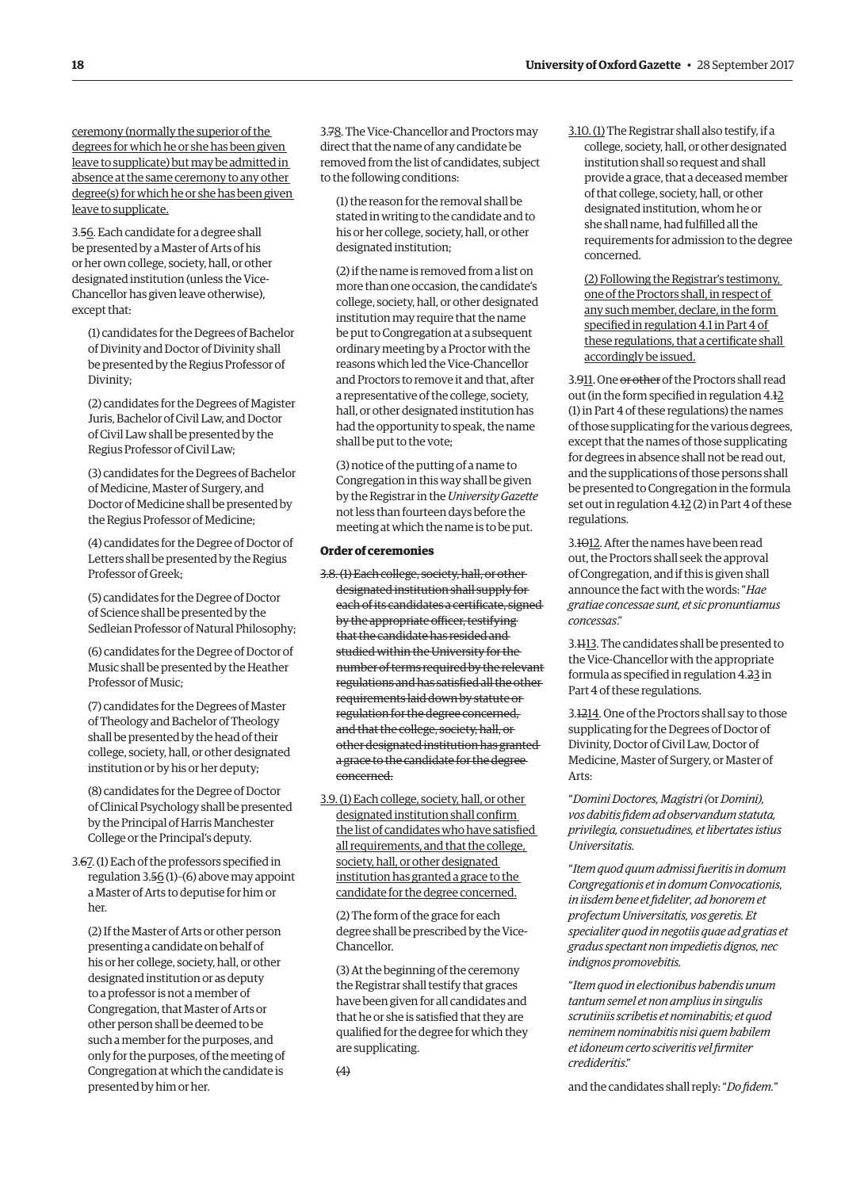<u>ceremony (normally the superior of the degrees for which he or she has been given leave to supplicate) but may be admitted in absence at the same ceremony to any other degree(s) for which he or she has been given leave to supplicate.</u>

3.~~5~~<u>6</u>. Each candidate for a degree shall be presented by a Master of Arts of his or her own college, society, hall, or other designated institution (unless the Vice-Chancellor has given leave otherwise), except that:

(1) candidates for the Degrees of Bachelor of Divinity and Doctor of Divinity shall be presented by the Regius Professor of Divinity;

(2) candidates for the Degrees of Magister Juris, Bachelor of Civil Law, and Doctor of Civil Law shall be presented by the Regius Professor of Civil Law;

(3) candidates for the Degrees of Bachelor of Medicine, Master of Surgery, and Doctor of Medicine shall be presented by the Regius Professor of Medicine;

(4) candidates for the Degree of Doctor of Letters shall be presented by the Regius Professor of Greek;

(5) candidates for the Degree of Doctor of Science shall be presented by the Sedleian Professor of Natural Philosophy;

(6) candidates for the Degree of Doctor of Music shall be presented by the Heather Professor of Music;

(7) candidates for the Degrees of Master of Theology and Bachelor of Theology shall be presented by the head of their college, society, hall, or other designated institution or by his or her deputy;

(8) candidates for the Degree of Doctor of Clinical Psychology shall be presented by the Principal of Harris Manchester College or the Principal's deputy.

3.~~6~~<u>7</u>. (1) Each of the professors specified in regulation 3.~~5~~<u>6</u> (1)–(6) above may appoint a Master of Arts to deputise for him or her.

(2) If the Master of Arts or other person presenting a candidate on behalf of his or her college, society, hall, or other designated institution or as deputy to a professor is not a member of Congregation, that Master of Arts or other person shall be deemed to be such a member for the purposes, and only for the purposes, of the meeting of Congregation at which the candidate is presented by him or her.

3.~~7~~<u>8</u>. The Vice-Chancellor and Proctors may direct that the name of any candidate be removed from the list of candidates, subject to the following conditions:

(1) the reason for the removal shall be stated in writing to the candidate and to his or her college, society, hall, or other designated institution;

(2) if the name is removed from a list on more than one occasion, the candidate's college, society, hall, or other designated institution may require that the name be put to Congregation at a subsequent ordinary meeting by a Proctor with the reasons which led the Vice-Chancellor and Proctors to remove it and that, after a representative of the college, society, hall, or other designated institution has had the opportunity to speak, the name shall be put to the vote;

(3) notice of the putting of a name to Congregation in this way shall be given by the Registrar in the *University Gazette* not less than fourteen days before the meeting at which the name is to be put.

**Order of ceremonies**

~~3.8. (1) Each college, society, hall, or other designated institution shall supply for each of its candidates a certificate, signed by the appropriate officer, testifying that the candidate has resided and studied within the University for the number of terms required by the relevant regulations and has satisfied all the other requirements laid down by statute or regulation for the degree concerned, and that the college, society, hall, or other designated institution has granted a grace to the candidate for the degree concerned.~~

<u>3.9. (1) Each college, society, hall, or other designated institution shall confirm the list of candidates who have satisfied all requirements, and that the college, society, hall, or other designated institution has granted a grace to the candidate for the degree concerned.</u>

(2) The form of the grace for each degree shall be prescribed by the Vice-Chancellor.

(3) At the beginning of the ceremony the Registrar shall testify that graces have been given for all candidates and that he or she is satisfied that they are qualified for the degree for which they are supplicating.

~~(4)~~

<u>3.10. (1)</u> The Registrar shall also testify, if a college, society, hall, or other designated institution shall so request and shall provide a grace, that a deceased member of that college, society, hall, or other designated institution, whom he or she shall name, had fulfilled all the requirements for admission to the degree concerned.

<u>(2) Following the Registrar's testimony, one of the Proctors shall, in respect of any such member, declare, in the form specified in regulation 4.1 in Part 4 of these regulations, that a certificate shall accordingly be issued.</u>

3.~~9~~<u>11</u>. One ~~or other~~ of the Proctors shall read out (in the form specified in regulation 4.~~1~~<u>2</u> (1) in Part 4 of these regulations) the names of those supplicating for the various degrees, except that the names of those supplicating for degrees in absence shall not be read out, and the supplications of those persons shall be presented to Congregation in the formula set out in regulation 4.~~1~~<u>2</u> (2) in Part 4 of these regulations.

3.~~10~~<u>12</u>. After the names have been read out, the Proctors shall seek the approval of Congregation, and if this is given shall announce the fact with the words: "*Hae gratiae concessae sunt, et sic pronuntiamus concessas*."

3.~~11~~<u>13</u>. The candidates shall be presented to the Vice-Chancellor with the appropriate formula as specified in regulation 4.~~2~~<u>3</u> in Part 4 of these regulations.

3.~~12~~<u>14</u>. One of the Proctors shall say to those supplicating for the Degrees of Doctor of Divinity, Doctor of Civil Law, Doctor of Medicine, Master of Surgery, or Master of Arts:

"*Domini Doctores, Magistri (*or *Domini), vos dabitis fidem ad observandum statuta, privilegia, consuetudines, et libertates istius Universitatis.*

"*Item quod quum admissi fueritis in domum Congregationis et in domum Convocationis, in iisdem bene et fideliter, ad honorem et profectum Universitatis, vos geretis. Et specialiter quod in negotiis quae ad gratias et gradus spectant non impedietis dignos, nec indignos promovebitis.*

"*Item quod in electionibus habendis unum tantum semel et non amplius in singulis scrutiniis scribetis et nominabitis; et quod neminem nominabitis nisi quem habilem et idoneum certo sciveritis vel firmiter credideritis*."

and the candidates shall reply: "*Do fidem*."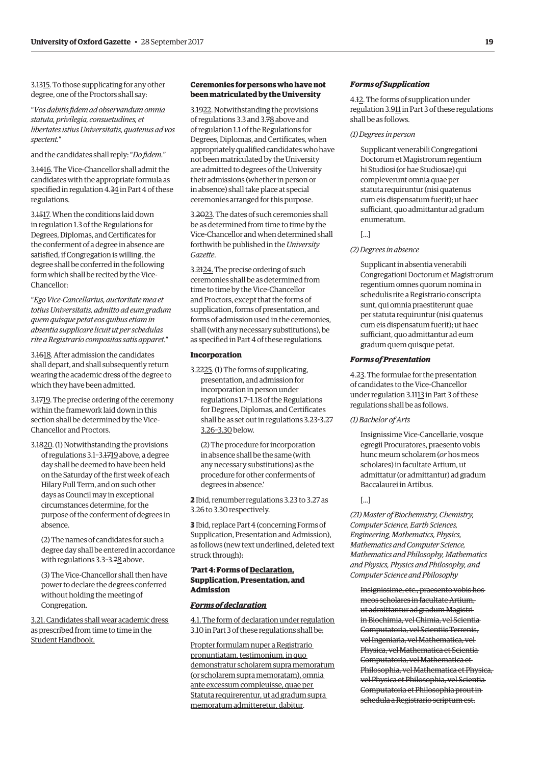3.~~13~~<u>15</u>. To those supplicating for any other degree, one of the Proctors shall say:

"*Vos dabitis fidem ad observandum omnia statuta, privilegia, consuetudines, et libertates istius Universitatis, quatenus ad vos spectent.*"

and the candidates shall reply: "*Do fidem.*"

3.~~14~~<u>16</u>. The Vice-Chancellor shall admit the candidates with the appropriate formula as specified in regulation 4.~~3~~<u>4</u> in Part 4 of these regulations.

3.~~15~~<u>17</u>. When the conditions laid down in regulation 1.3 of the Regulations for Degrees, Diplomas, and Certificates for the conferment of a degree in absence are satisfied, if Congregation is willing, the degree shall be conferred in the following form which shall be recited by the Vice-Chancellor:

"*Ego Vice-Cancellarius, auctoritate mea et totius Universitatis, admitto ad eum gradum quem quisque petat eos quibus etiam in absentia supplicare licuit ut per schedulas rite a Registrario compositas satis apparet.*"

3.~~16~~<u>18</u>. After admission the candidates shall depart, and shall subsequently return wearing the academic dress of the degree to which they have been admitted.

3.~~17~~<u>19</u>. The precise ordering of the ceremony within the framework laid down in this section shall be determined by the Vice-Chancellor and Proctors.

3.~~18~~<u>20</u>. (1) Notwithstanding the provisions of regulations 3.1–3.~~17~~<u>19</u> above, a degree day shall be deemed to have been held on the Saturday of the first week of each Hilary Full Term, and on such other days as Council may in exceptional circumstances determine, for the purpose of the conferment of degrees in absence.

(2) The names of candidates for such a degree day shall be entered in accordance with regulations 3.3–3.~~7~~<u>8</u> above.

(3) The Vice-Chancellor shall then have power to declare the degrees conferred without holding the meeting of Congregation.

<u>3.21. Candidates shall wear academic dress as prescribed from time to time in the Student Handbook.</u>

**Ceremonies for persons who have not been matriculated by the University**

3.~~19~~<u>22</u>. Notwithstanding the provisions of regulations 3.3 and 3.~~7~~<u>8</u> above and of regulation 1.1 of the Regulations for Degrees, Diplomas, and Certificates, when appropriately qualified candidates who have not been matriculated by the University are admitted to degrees of the University their admissions (whether in person or in absence) shall take place at special ceremonies arranged for this purpose.

3.~~20~~<u>23</u>. The dates of such ceremonies shall be as determined from time to time by the Vice-Chancellor and when determined shall forthwith be published in the *University Gazette*.

3.~~21~~<u>24</u>. The precise ordering of such ceremonies shall be as determined from time to time by the Vice-Chancellor and Proctors, except that the forms of supplication, forms of presentation, and forms of admission used in the ceremonies, shall (with any necessary substitutions), be as specified in Part 4 of these regulations.

**Incorporation**

3.~~22~~<u>25</u>. (1) The forms of supplicating, presentation, and admission for incorporation in person under regulations 1.7–1.18 of the Regulations for Degrees, Diplomas, and Certificates shall be as set out in regulations ~~3.23–3.27~~ <u>3.26–3.30</u> below.

(2) The procedure for incorporation in absence shall be the same (with any necessary substitutions) as the procedure for other conferments of degrees in absence.'

**2** Ibid, renumber regulations 3.23 to 3.27 as 3.26 to 3.30 respectively.

**3** Ibid, replace Part 4 (concerning Forms of Supplication, Presentation and Admission), as follows (new text underlined, deleted text struck through):

'**Part 4: Forms of <u>Declaration,</u> Supplication, Presentation, and Admission**

***<u>Forms of declaration</u>***

<u>4.1. The form of declaration under regulation 3.10 in Part 3 of these regulations shall be:</u>

<u>Propter formulam nuper a Registrario pronuntiatam, testimonium, in quo demonstratur scholarem supra memoratum (or scholarem supra memoratam), omnia ante excessum compleuisse, quae per Statuta requirerentur, ut ad gradum supra memoratum admitteretur, dabitur</u>.

***Forms of Supplication***

4.~~1~~<u>2</u>. The forms of supplication under regulation 3.~~9~~<u>11</u> in Part 3 of these regulations shall be as follows.

*(1) Degrees in person*

Supplicant venerabili Congregationi Doctorum et Magistrorum regentium hi Studiosi (or hae Studiosae) qui compleverunt omnia quae per statuta requiruntur (nisi quatenus cum eis dispensatum fuerit); ut haec sufficiant, quo admittantur ad gradum enumeratum.

[...]

*(2) Degrees in absence*

Supplicant in absentia venerabili Congregationi Doctorum et Magistrorum regentium omnes quorum nomina in schedulis rite a Registrario conscripta sunt, qui omnia praestiterunt quae per statuta requiruntur (nisi quatenus cum eis dispensatum fuerit); ut haec sufficiant, quo admittantur ad eum gradum quem quisque petat.

***Forms of Presentation***

4.~~2~~<u>3</u>. The formulae for the presentation of candidates to the Vice-Chancellor under regulation 3.~~11~~<u>13</u> in Part 3 of these regulations shall be as follows.

*(1) Bachelor of Arts*

Insignissime Vice-Cancellarie, vosque egregii Procuratores, praesento vobis hunc meum scholarem (*or* hos meos scholares) in facultate Artium, ut admittatur (or admittantur) ad gradum Baccalaurei in Artibus.

[...]

*(21) Master of Biochemistry, Chemistry, Computer Science, Earth Sciences, Engineering, Mathematics, Physics, Mathematics and Computer Science, Mathematics and Philosophy, Mathematics and Physics, Physics and Philosophy, and Computer Science and Philosophy*

~~Insignissime, etc., praesento vobis hos meos scholares in facultate Artium, ut admittantur ad gradum Magistri in Biochimia, vel Chimia, vel Scientia Computatoria, vel Scientiis Terrenis, vel Ingeniaria, vel Mathematica, vel Physica, vel Mathematica et Scientia Computatoria, vel Mathematica et Philosophia, vel Mathematica et Physica, vel Physica et Philosophia, vel Scientia Computatoria et Philosophia prout in schedula a Registrario scriptum est.~~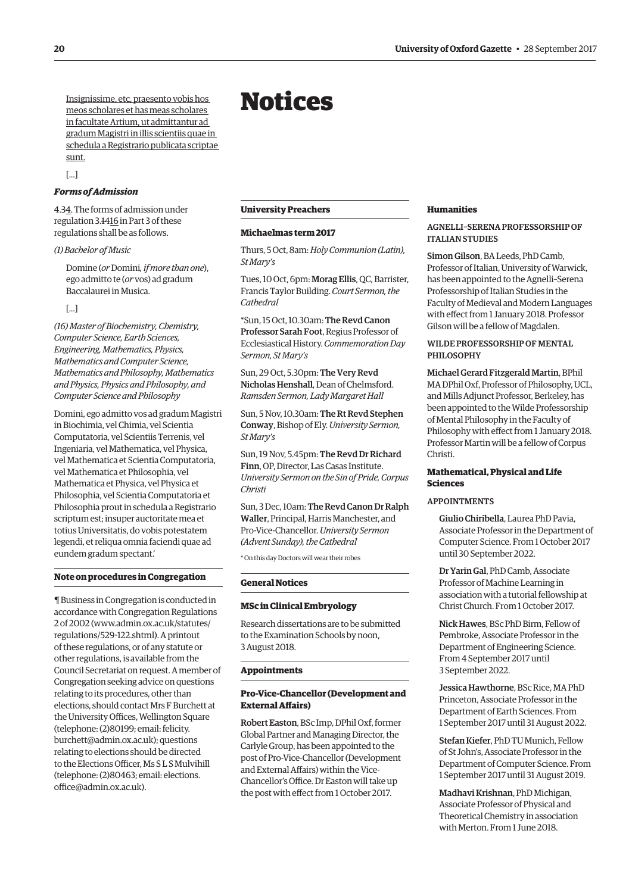Insignissime, etc, praesento vobis hos meos scholares et has meas scholares in facultate Artium, ut admittantur ad gradum Magistri in illis scientiis quae in schedula a Registrario publicata scriptae sunt.

[...]

***Forms of Admission***

4.~~3~~4. The forms of admission under regulation 3.~~14~~16 in Part 3 of these regulations shall be as follows.

*(1) Bachelor of Music*

Domine (*or* Domini*, if more than one*), ego admitto te (*or* vos) ad gradum Baccalaurei in Musica.

[...]

*(16) Master of Biochemistry, Chemistry, Computer Science, Earth Sciences, Engineering, Mathematics, Physics, Mathematics and Computer Science, Mathematics and Philosophy, Mathematics and Physics, Physics and Philosophy, and Computer Science and Philosophy*

Domini, ego admitto vos ad gradum Magistri in Biochimia, vel Chimia, vel Scientia Computatoria, vel Scientiis Terrenis, vel Ingeniaria, vel Mathematica, vel Physica, vel Mathematica et Scientia Computatoria, vel Mathematica et Philosophia, vel Mathematica et Physica, vel Physica et Philosophia, vel Scientia Computatoria et Philosophia prout in schedula a Registrario scriptum est; insuper auctoritate mea et totius Universitatis, do vobis potestatem legendi, et reliqua omnia faciendi quae ad eundem gradum spectant.'

### Note on procedures in Congregation

¶ Business in Congregation is conducted in accordance with Congregation Regulations 2 of 2002 (www.admin.ox.ac.uk/statutes/regulations/529-122.shtml). A printout of these regulations, or of any statute or other regulations, is available from the Council Secretariat on request. A member of Congregation seeking advice on questions relating to its procedures, other than elections, should contact Mrs F Burchett at the University Offices, Wellington Square (telephone: (2)80199; email: felicity.burchett@admin.ox.ac.uk); questions relating to elections should be directed to the Elections Officer, Ms S L S Mulvihill (telephone: (2)80463; email: elections.office@admin.ox.ac.uk).

# Notices

### University Preachers

#### Michaelmas term 2017

Thurs, 5 Oct, 8am: *Holy Communion (Latin), St Mary's*

Tues, 10 Oct, 6pm: **Morag Ellis**, QC, Barrister, Francis Taylor Building. *Court Sermon, the Cathedral*

*Sun, 15 Oct, 10.30am: **The Revd Canon Professor Sarah Foot**, Regius Professor of Ecclesiastical History. *Commemoration Day Sermon, St Mary's*

Sun, 29 Oct, 5.30pm: **The Very Revd Nicholas Henshall**, Dean of Chelmsford. *Ramsden Sermon, Lady Margaret Hall*

Sun, 5 Nov, 10.30am: **The Rt Revd Stephen Conway**, Bishop of Ely. *University Sermon, St Mary's*

Sun, 19 Nov, 5.45pm: **The Revd Dr Richard Finn**, OP, Director, Las Casas Institute. *University Sermon on the Sin of Pride, Corpus Christi*

Sun, 3 Dec, 10am: **The Revd Canon Dr Ralph Waller**, Principal, Harris Manchester, and Pro-Vice-Chancellor. *University Sermon (Advent Sunday), the Cathedral*

\* On this day Doctors will wear their robes

### General Notices

#### MSc in Clinical Embryology

Research dissertations are to be submitted to the Examination Schools by noon, 3 August 2018.

### Appointments

#### Pro-Vice-Chancellor (Development and External Affairs)

**Robert Easton**, BSc Imp, DPhil Oxf, former Global Partner and Managing Director, the Carlyle Group, has been appointed to the post of Pro-Vice-Chancellor (Development and External Affairs) within the Vice-Chancellor's Office. Dr Easton will take up the post with effect from 1 October 2017.

#### Humanities

AGNELLI–SERENA PROFESSORSHIP OF ITALIAN STUDIES

**Simon Gilson**, BA Leeds, PhD Camb, Professor of Italian, University of Warwick, has been appointed to the Agnelli–Serena Professorship of Italian Studies in the Faculty of Medieval and Modern Languages with effect from 1 January 2018. Professor Gilson will be a fellow of Magdalen.

WILDE PROFESSORSHIP OF MENTAL PHILOSOPHY

**Michael Gerard Fitzgerald Martin**, BPhil MA DPhil Oxf, Professor of Philosophy, UCL, and Mills Adjunct Professor, Berkeley, has been appointed to the Wilde Professorship of Mental Philosophy in the Faculty of Philosophy with effect from 1 January 2018. Professor Martin will be a fellow of Corpus Christi.

#### Mathematical, Physical and Life Sciences

APPOINTMENTS

**Giulio Chiribella**, Laurea PhD Pavia, Associate Professor in the Department of Computer Science. From 1 October 2017 until 30 September 2022.

**Dr Yarin Gal**, PhD Camb, Associate Professor of Machine Learning in association with a tutorial fellowship at Christ Church. From 1 October 2017.

**Nick Hawes**, BSc PhD Birm, Fellow of Pembroke, Associate Professor in the Department of Engineering Science. From 4 September 2017 until 3 September 2022.

**Jessica Hawthorne**, BSc Rice, MA PhD Princeton, Associate Professor in the Department of Earth Sciences. From 1 September 2017 until 31 August 2022.

**Stefan Kiefer**, PhD TU Munich, Fellow of St John's, Associate Professor in the Department of Computer Science. From 1 September 2017 until 31 August 2019.

**Madhavi Krishnan**, PhD Michigan, Associate Professor of Physical and Theoretical Chemistry in association with Merton. From 1 June 2018.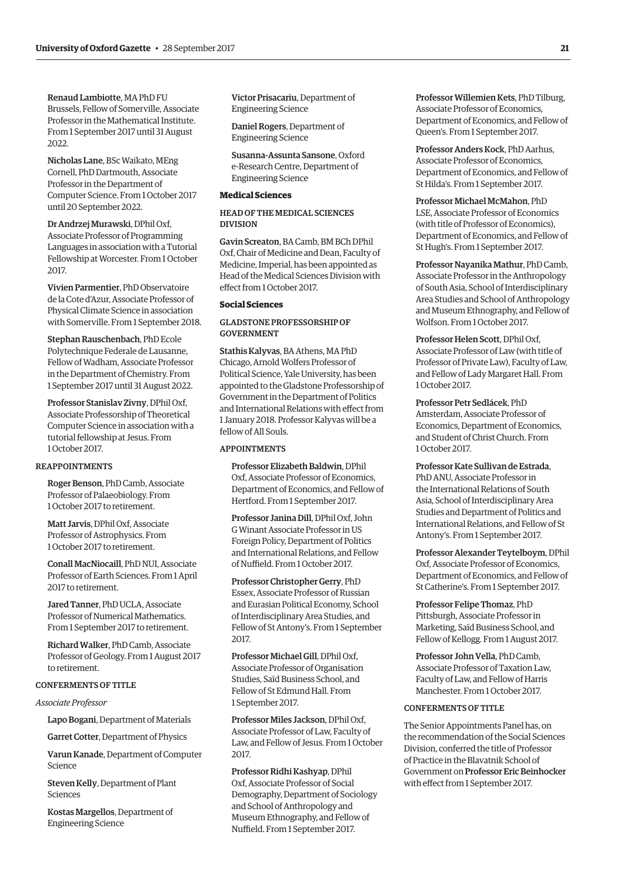**Renaud Lambiotte**, MA PhD FU Brussels, Fellow of Somerville, Associate Professor in the Mathematical Institute. From 1 September 2017 until 31 August 2022.

**Nicholas Lane**, BSc Waikato, MEng Cornell, PhD Dartmouth, Associate Professor in the Department of Computer Science. From 1 October 2017 until 20 September 2022.

**Dr Andrzej Murawski**, DPhil Oxf, Associate Professor of Programming Languages in association with a Tutorial Fellowship at Worcester. From 1 October 2017.

**Vivien Parmentier**, PhD Observatoire de la Cote d'Azur, Associate Professor of Physical Climate Science in association with Somerville. From 1 September 2018.

**Stephan Rauschenbach**, PhD Ecole Polytechnique Federale de Lausanne, Fellow of Wadham, Associate Professor in the Department of Chemistry. From 1 September 2017 until 31 August 2022.

**Professor Stanislav Zivny**, DPhil Oxf, Associate Professorship of Theoretical Computer Science in association with a tutorial fellowship at Jesus. From 1 October 2017.

REAPPOINTMENTS

**Roger Benson**, PhD Camb, Associate Professor of Palaeobiology. From 1 October 2017 to retirement.

**Matt Jarvis**, DPhil Oxf, Associate Professor of Astrophysics. From 1 October 2017 to retirement.

**Conall MacNiocaill**, PhD NUI, Associate Professor of Earth Sciences. From 1 April 2017 to retirement.

**Jared Tanner**, PhD UCLA, Associate Professor of Numerical Mathematics. From 1 September 2017 to retirement.

**Richard Walker**, PhD Camb, Associate Professor of Geology. From 1 August 2017 to retirement.

CONFERMENTS OF TITLE

*Associate Professor*

**Lapo Bogani**, Department of Materials

**Garret Cotter**, Department of Physics

**Varun Kanade**, Department of Computer Science

**Steven Kelly**, Department of Plant Sciences

**Kostas Margellos**, Department of Engineering Science

**Victor Prisacariu**, Department of Engineering Science

**Daniel Rogers**, Department of Engineering Science

**Susanna-Assunta Sansone**, Oxford e-Research Centre, Department of Engineering Science

### Medical Sciences

HEAD OF THE MEDICAL SCIENCES DIVISION

**Gavin Screaton**, BA Camb, BM BCh DPhil Oxf, Chair of Medicine and Dean, Faculty of Medicine, Imperial, has been appointed as Head of the Medical Sciences Division with effect from 1 October 2017.

### Social Sciences

GLADSTONE PROFESSORSHIP OF GOVERNMENT

**Stathis Kalyvas**, BA Athens, MA PhD Chicago, Arnold Wolfers Professor of Political Science, Yale University, has been appointed to the Gladstone Professorship of Government in the Department of Politics and International Relations with effect from 1 January 2018. Professor Kalyvas will be a fellow of All Souls.

APPOINTMENTS

**Professor Elizabeth Baldwin**, DPhil Oxf, Associate Professor of Economics, Department of Economics, and Fellow of Hertford. From 1 September 2017.

**Professor Janina Dill**, DPhil Oxf, John G Winant Associate Professor in US Foreign Policy, Department of Politics and International Relations, and Fellow of Nuffield. From 1 October 2017.

**Professor Christopher Gerry**, PhD Essex, Associate Professor of Russian and Eurasian Political Economy, School of Interdisciplinary Area Studies, and Fellow of St Antony's. From 1 September 2017.

**Professor Michael Gill**, DPhil Oxf, Associate Professor of Organisation Studies, Saïd Business School, and Fellow of St Edmund Hall. From 1 September 2017.

**Professor Miles Jackson**, DPhil Oxf, Associate Professor of Law, Faculty of Law, and Fellow of Jesus. From 1 October 2017.

**Professor Ridhi Kashyap**, DPhil Oxf, Associate Professor of Social Demography, Department of Sociology and School of Anthropology and Museum Ethnography, and Fellow of Nuffield. From 1 September 2017.

**Professor Willemien Kets**, PhD Tilburg, Associate Professor of Economics, Department of Economics, and Fellow of Queen's. From 1 September 2017.

**Professor Anders Kock**, PhD Aarhus, Associate Professor of Economics, Department of Economics, and Fellow of St Hilda's. From 1 September 2017.

**Professor Michael McMahon**, PhD LSE, Associate Professor of Economics (with title of Professor of Economics), Department of Economics, and Fellow of St Hugh's. From 1 September 2017.

**Professor Nayanika Mathur**, PhD Camb, Associate Professor in the Anthropology of South Asia, School of Interdisciplinary Area Studies and School of Anthropology and Museum Ethnography, and Fellow of Wolfson. From 1 October 2017.

**Professor Helen Scott**, DPhil Oxf, Associate Professor of Law (with title of Professor of Private Law), Faculty of Law, and Fellow of Lady Margaret Hall. From 1 October 2017.

**Professor Petr Sedlácek**, PhD Amsterdam, Associate Professor of Economics, Department of Economics, and Student of Christ Church. From 1 October 2017.

**Professor Kate Sullivan de Estrada**, PhD ANU, Associate Professor in the International Relations of South Asia, School of Interdisciplinary Area Studies and Department of Politics and International Relations, and Fellow of St Antony's. From 1 September 2017.

**Professor Alexander Teytelboym**, DPhil Oxf, Associate Professor of Economics, Department of Economics, and Fellow of St Catherine's. From 1 September 2017.

**Professor Felipe Thomaz**, PhD Pittsburgh, Associate Professor in Marketing, Saïd Business School, and Fellow of Kellogg. From 1 August 2017.

**Professor John Vella**, PhD Camb, Associate Professor of Taxation Law, Faculty of Law, and Fellow of Harris Manchester. From 1 October 2017.

CONFERMENTS OF TITLE

The Senior Appointments Panel has, on the recommendation of the Social Sciences Division, conferred the title of Professor of Practice in the Blavatnik School of Government on **Professor Eric Beinhocker** with effect from 1 September 2017.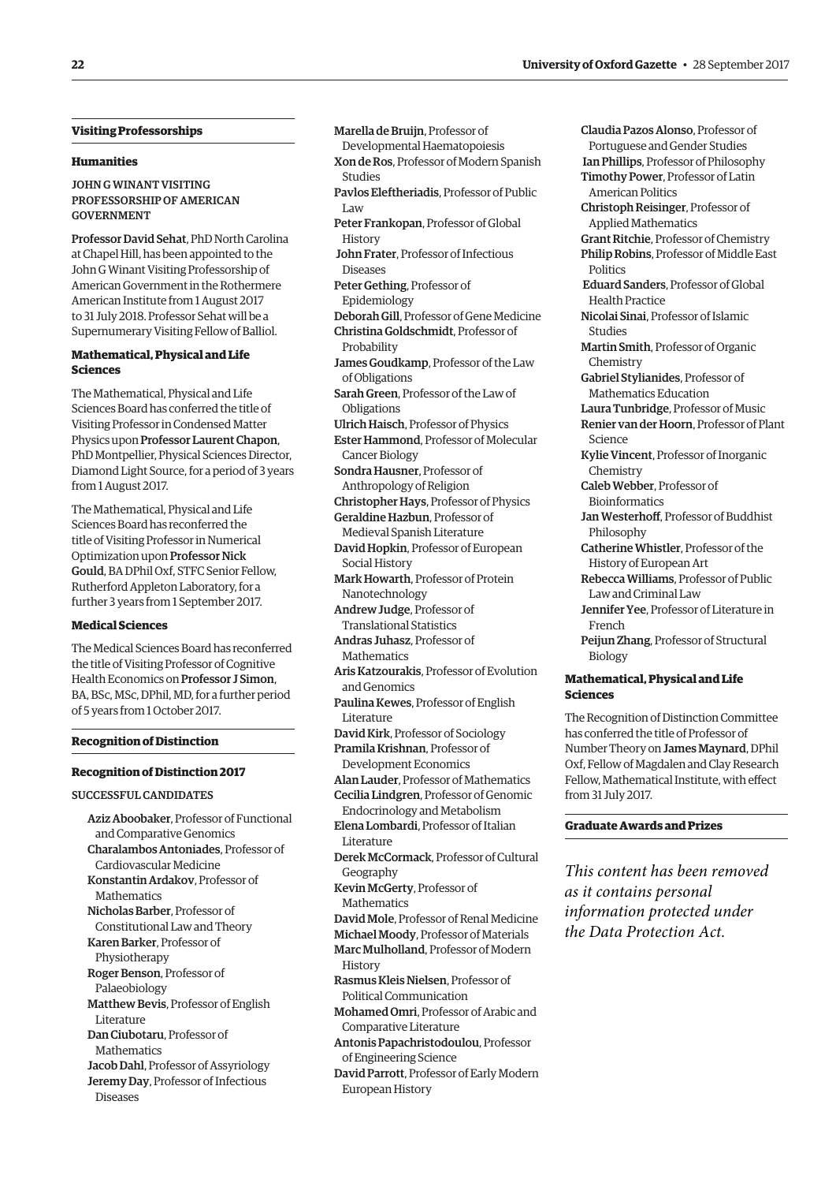## Visiting Professorships

### Humanities

JOHN G WINANT VISITING PROFESSORSHIP OF AMERICAN GOVERNMENT

**Professor David Sehat**, PhD North Carolina at Chapel Hill, has been appointed to the John G Winant Visiting Professorship of American Government in the Rothermere American Institute from 1 August 2017 to 31 July 2018. Professor Sehat will be a Supernumerary Visiting Fellow of Balliol.

### Mathematical, Physical and Life Sciences

The Mathematical, Physical and Life Sciences Board has conferred the title of Visiting Professor in Condensed Matter Physics upon **Professor Laurent Chapon**, PhD Montpellier, Physical Sciences Director, Diamond Light Source, for a period of 3 years from 1 August 2017.

The Mathematical, Physical and Life Sciences Board has reconferred the title of Visiting Professor in Numerical Optimization upon **Professor Nick Gould**, BA DPhil Oxf, STFC Senior Fellow, Rutherford Appleton Laboratory, for a further 3 years from 1 September 2017.

### Medical Sciences

The Medical Sciences Board has reconferred the title of Visiting Professor of Cognitive Health Economics on **Professor J Simon**, BA, BSc, MSc, DPhil, MD, for a further period of 5 years from 1 October 2017.

## Recognition of Distinction

### Recognition of Distinction 2017

SUCCESSFUL CANDIDATES

- **Aziz Aboobaker**, Professor of Functional and Comparative Genomics
- **Charalambos Antoniades**, Professor of Cardiovascular Medicine
- **Konstantin Ardakov**, Professor of Mathematics
- **Nicholas Barber**, Professor of Constitutional Law and Theory
- **Karen Barker**, Professor of Physiotherapy
- **Roger Benson**, Professor of Palaeobiology
- **Matthew Bevis**, Professor of English Literature
- **Dan Ciubotaru**, Professor of Mathematics
- **Jacob Dahl**, Professor of Assyriology
- **Jeremy Day**, Professor of Infectious Diseases
- **Marella de Bruijn**, Professor of Developmental Haematopoiesis
- **Xon de Ros**, Professor of Modern Spanish Studies
- **Pavlos Eleftheriadis**, Professor of Public Law
- **Peter Frankopan**, Professor of Global History
- **John Frater**, Professor of Infectious Diseases
- **Peter Gething**, Professor of Epidemiology
- **Deborah Gill**, Professor of Gene Medicine
- **Christina Goldschmidt**, Professor of Probability
- **James Goudkamp**, Professor of the Law of Obligations
- **Sarah Green**, Professor of the Law of Obligations
- **Ulrich Haisch**, Professor of Physics
- **Ester Hammond**, Professor of Molecular Cancer Biology
- **Sondra Hausner**, Professor of Anthropology of Religion
- **Christopher Hays**, Professor of Physics
- **Geraldine Hazbun**, Professor of Medieval Spanish Literature
- **David Hopkin**, Professor of European Social History
- **Mark Howarth**, Professor of Protein Nanotechnology
- **Andrew Judge**, Professor of Translational Statistics
- **Andras Juhasz**, Professor of Mathematics
- **Aris Katzourakis**, Professor of Evolution and Genomics
- **Paulina Kewes**, Professor of English Literature
- **David Kirk**, Professor of Sociology
- **Pramila Krishnan**, Professor of Development Economics
- **Alan Lauder**, Professor of Mathematics
- **Cecilia Lindgren**, Professor of Genomic Endocrinology and Metabolism
- **Elena Lombardi**, Professor of Italian Literature
- **Derek McCormack**, Professor of Cultural Geography
- **Kevin McGerty**, Professor of Mathematics
- **David Mole**, Professor of Renal Medicine
- **Michael Moody**, Professor of Materials
- **Marc Mulholland**, Professor of Modern History
- **Rasmus Kleis Nielsen**, Professor of Political Communication
- **Mohamed Omri**, Professor of Arabic and Comparative Literature
- **Antonis Papachristodoulou**, Professor of Engineering Science
- **David Parrott**, Professor of Early Modern European History
- **Claudia Pazos Alonso**, Professor of Portuguese and Gender Studies
- **Ian Phillips**, Professor of Philosophy
- **Timothy Power**, Professor of Latin American Politics
- **Christoph Reisinger**, Professor of Applied Mathematics
- **Grant Ritchie**, Professor of Chemistry
- **Philip Robins**, Professor of Middle East Politics
- **Eduard Sanders**, Professor of Global Health Practice
- **Nicolai Sinai**, Professor of Islamic Studies
- **Martin Smith**, Professor of Organic Chemistry
- **Gabriel Stylianides**, Professor of Mathematics Education
- **Laura Tunbridge**, Professor of Music
- **Renier van der Hoorn**, Professor of Plant Science
- **Kylie Vincent**, Professor of Inorganic Chemistry
- **Caleb Webber**, Professor of Bioinformatics
- **Jan Westerhoff**, Professor of Buddhist Philosophy
- **Catherine Whistler**, Professor of the History of European Art
- **Rebecca Williams**, Professor of Public Law and Criminal Law
- **Jennifer Yee**, Professor of Literature in French
- **Peijun Zhang**, Professor of Structural Biology

### Mathematical, Physical and Life Sciences

The Recognition of Distinction Committee has conferred the title of Professor of Number Theory on **James Maynard**, DPhil Oxf, Fellow of Magdalen and Clay Research Fellow, Mathematical Institute, with effect from 31 July 2017.

## Graduate Awards and Prizes

*This content has been removed as it contains personal information protected under the Data Protection Act.*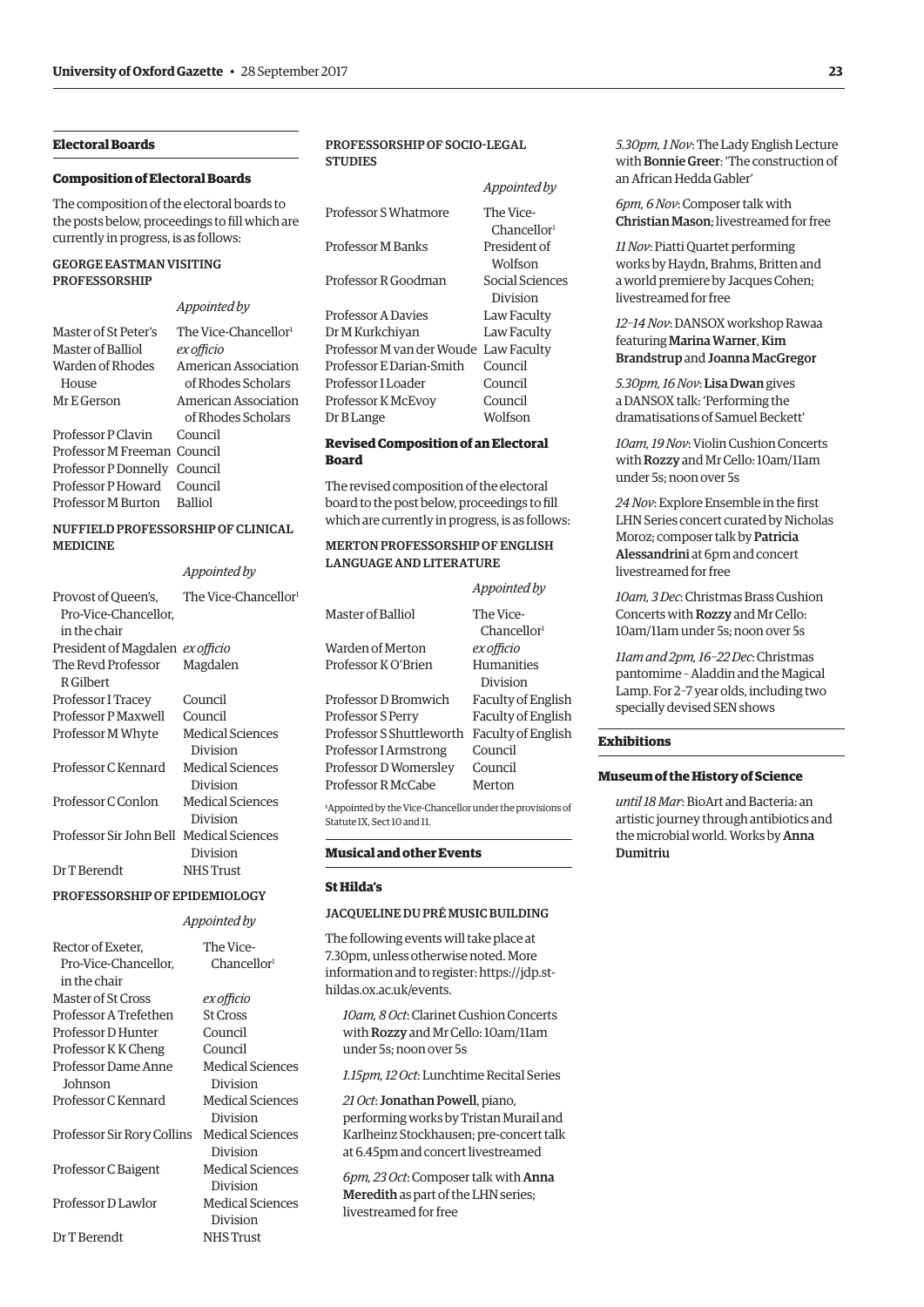## Electoral Boards

### Composition of Electoral Boards

The composition of the electoral boards to the posts below, proceedings to fill which are currently in progress, is as follows:

#### GEORGE EASTMAN VISITING PROFESSORSHIP

| | *Appointed by* |
|---|---|
| Master of St Peter's | The Vice-Chancellor[1] |
| Master of Balliol | *ex officio* |
| Warden of Rhodes House | American Association of Rhodes Scholars |
| Mr E Gerson | American Association of Rhodes Scholars |
| Professor P Clavin | Council |
| Professor M Freeman | Council |
| Professor P Donnelly | Council |
| Professor P Howard | Council |
| Professor M Burton | Balliol |

#### NUFFIELD PROFESSORSHIP OF CLINICAL MEDICINE

| | *Appointed by* |
|---|---|
| Provost of Queen's, Pro-Vice-Chancellor, in the chair | The Vice-Chancellor[1] |
| President of Magdalen | *ex officio* |
| The Revd Professor R Gilbert | Magdalen |
| Professor I Tracey | Council |
| Professor P Maxwell | Council |
| Professor M Whyte | Medical Sciences Division |
| Professor C Kennard | Medical Sciences Division |
| Professor C Conlon | Medical Sciences Division |
| Professor Sir John Bell | Medical Sciences Division |
| Dr T Berendt | NHS Trust |

#### PROFESSORSHIP OF EPIDEMIOLOGY

| | *Appointed by* |
|---|---|
| Rector of Exeter, Pro-Vice-Chancellor, in the chair | The Vice-Chancellor[1] |
| Master of St Cross | *ex officio* |
| Professor A Trefethen | St Cross |
| Professor D Hunter | Council |
| Professor K K Cheng | Council |
| Professor Dame Anne Johnson | Medical Sciences Division |
| Professor C Kennard | Medical Sciences Division |
| Professor Sir Rory Collins | Medical Sciences Division |
| Professor C Baigent | Medical Sciences Division |
| Professor D Lawlor | Medical Sciences Division |
| Dr T Berendt | NHS Trust |

#### PROFESSORSHIP OF SOCIO-LEGAL STUDIES

| | *Appointed by* |
|---|---|
| Professor S Whatmore | The Vice-Chancellor[1] |
| Professor M Banks | President of Wolfson |
| Professor R Goodman | Social Sciences Division |
| Professor A Davies | Law Faculty |
| Dr M Kurkchiyan | Law Faculty |
| Professor M van der Woude | Law Faculty |
| Professor E Darian-Smith | Council |
| Professor I Loader | Council |
| Professor K McEvoy | Council |
| Dr B Lange | Wolfson |

### Revised Composition of an Electoral Board

The revised composition of the electoral board to the post below, proceedings to fill which are currently in progress, is as follows:

#### MERTON PROFESSORSHIP OF ENGLISH LANGUAGE AND LITERATURE

| | *Appointed by* |
|---|---|
| Master of Balliol | The Vice-Chancellor[1] |
| Warden of Merton | *ex officio* |
| Professor K O'Brien | Humanities Division |
| Professor D Bromwich | Faculty of English |
| Professor S Perry | Faculty of English |
| Professor S Shuttleworth | Faculty of English |
| Professor I Armstrong | Council |
| Professor D Womersley | Council |
| Professor R McCabe | Merton |

[1]Appointed by the Vice-Chancellor under the provisions of Statute IX, Sect 10 and 11.

## Musical and other Events

### St Hilda's

#### JACQUELINE DU PRÉ MUSIC BUILDING

The following events will take place at 7.30pm, unless otherwise noted. More information and to register: https://jdp.st-hildas.ox.ac.uk/events.

*10am, 8 Oct*: Clarinet Cushion Concerts with **Rozzy** and Mr Cello: 10am/11am under 5s; noon over 5s

*1.15pm, 12 Oct*: Lunchtime Recital Series

*21 Oct*: **Jonathan Powell**, piano, performing works by Tristan Murail and Karlheinz Stockhausen; pre-concert talk at 6.45pm and concert livestreamed

*6pm, 23 Oct*: Composer talk with **Anna Meredith** as part of the LHN series; livestreamed for free

*5.30pm, 1 Nov*: The Lady English Lecture with **Bonnie Greer**: 'The construction of an African Hedda Gabler'

*6pm, 6 Nov*: Composer talk with **Christian Mason**; livestreamed for free

*11 Nov*: Piatti Quartet performing works by Haydn, Brahms, Britten and a world premiere by Jacques Cohen; livestreamed for free

*12–14 Nov*: DANSOX workshop Rawaa featuring **Marina Warner**, **Kim Brandstrup** and **Joanna MacGregor**

*5.30pm, 16 Nov*: **Lisa Dwan** gives a DANSOX talk: 'Performing the dramatisations of Samuel Beckett'

*10am, 19 Nov*: Violin Cushion Concerts with **Rozzy** and Mr Cello: 10am/11am under 5s; noon over 5s

*24 Nov*: Explore Ensemble in the first LHN Series concert curated by Nicholas Moroz; composer talk by **Patricia Alessandrini** at 6pm and concert livestreamed for free

*10am, 3 Dec*: Christmas Brass Cushion Concerts with **Rozzy** and Mr Cello: 10am/11am under 5s; noon over 5s

*11am and 2pm, 16–22 Dec*: Christmas pantomime – Aladdin and the Magical Lamp. For 2–7 year olds, including two specially devised SEN shows

## Exhibitions

### Museum of the History of Science

*until 18 Mar*: BioArt and Bacteria: an artistic journey through antibiotics and the microbial world. Works by **Anna Dumitriu**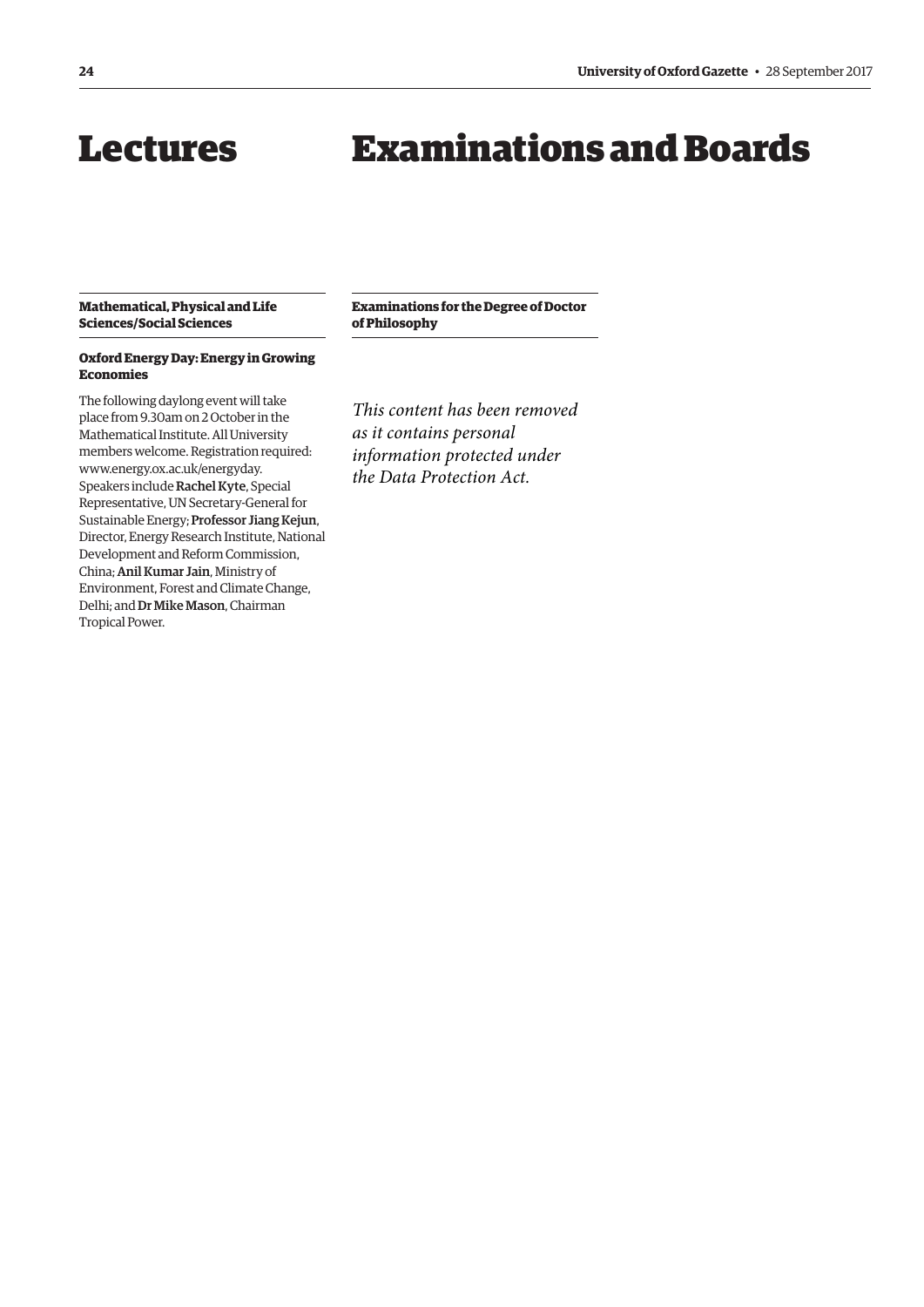# Lectures

### Mathematical, Physical and Life Sciences/Social Sciences

#### Oxford Energy Day: Energy in Growing Economies

The following daylong event will take place from 9.30am on 2 October in the Mathematical Institute. All University members welcome. Registration required: www.energy.ox.ac.uk/energyday. Speakers include **Rachel Kyte**, Special Representative, UN Secretary-General for Sustainable Energy; **Professor Jiang Kejun**, Director, Energy Research Institute, National Development and Reform Commission, China; **Anil Kumar Jain**, Ministry of Environment, Forest and Climate Change, Delhi; and **Dr Mike Mason**, Chairman Tropical Power.

# Examinations and Boards

### Examinations for the Degree of Doctor of Philosophy

*This content has been removed as it contains personal information protected under the Data Protection Act.*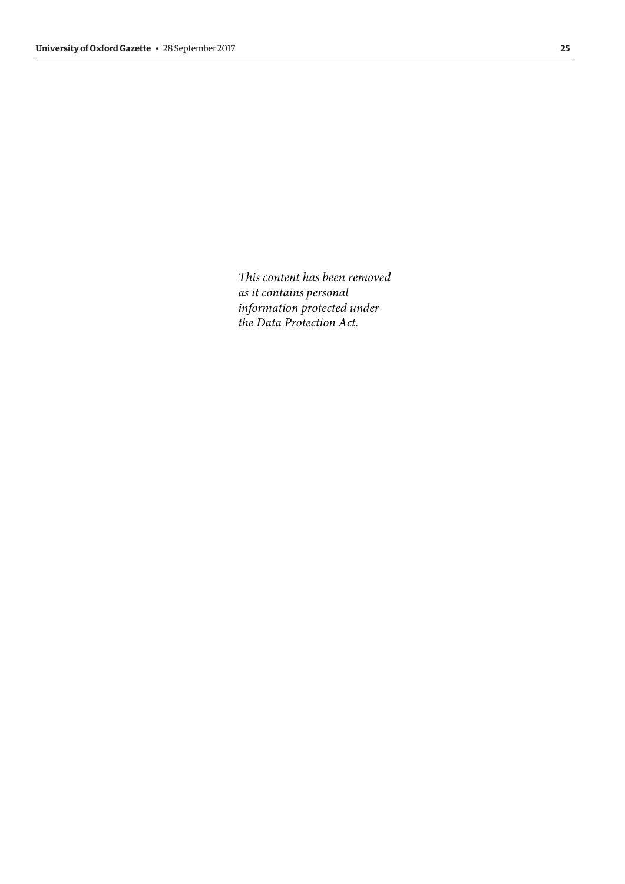*This content has been removed as it contains personal information protected under the Data Protection Act.*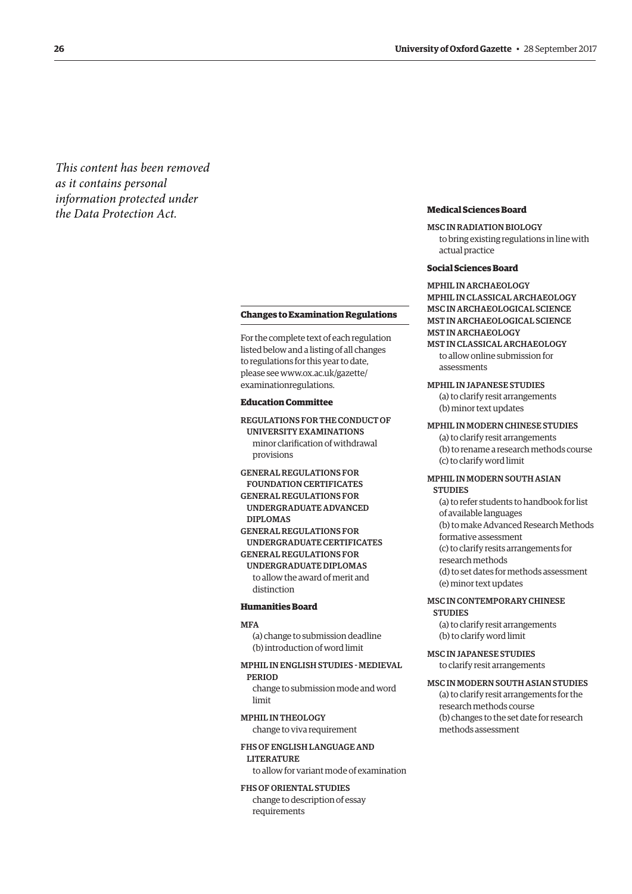*This content has been removed as it contains personal information protected under the Data Protection Act.*

## Changes to Examination Regulations

For the complete text of each regulation listed below and a listing of all changes to regulations for this year to date, please see www.ox.ac.uk/gazette/examinationregulations.

### Education Committee

REGULATIONS FOR THE CONDUCT OF UNIVERSITY EXAMINATIONS
minor clarification of withdrawal provisions

GENERAL REGULATIONS FOR FOUNDATION CERTIFICATES
GENERAL REGULATIONS FOR UNDERGRADUATE ADVANCED DIPLOMAS
GENERAL REGULATIONS FOR UNDERGRADUATE CERTIFICATES
GENERAL REGULATIONS FOR UNDERGRADUATE DIPLOMAS
to allow the award of merit and distinction

### Humanities Board

MFA
(a) change to submission deadline
(b) introduction of word limit

MPHIL IN ENGLISH STUDIES - MEDIEVAL PERIOD
change to submission mode and word limit

MPHIL IN THEOLOGY
change to viva requirement

FHS OF ENGLISH LANGUAGE AND LITERATURE
to allow for variant mode of examination

FHS OF ORIENTAL STUDIES
change to description of essay requirements

### Medical Sciences Board

MSC IN RADIATION BIOLOGY
to bring existing regulations in line with actual practice

### Social Sciences Board

MPHIL IN ARCHAEOLOGY
MPHIL IN CLASSICAL ARCHAEOLOGY
MSC IN ARCHAEOLOGICAL SCIENCE
MST IN ARCHAEOLOGICAL SCIENCE
MST IN ARCHAEOLOGY
MST IN CLASSICAL ARCHAEOLOGY
to allow online submission for assessments

MPHIL IN JAPANESE STUDIES
(a) to clarify resit arrangements
(b) minor text updates

MPHIL IN MODERN CHINESE STUDIES
(a) to clarify resit arrangements
(b) to rename a research methods course
(c) to clarify word limit

MPHIL IN MODERN SOUTH ASIAN STUDIES
(a) to refer students to handbook for list of available languages
(b) to make Advanced Research Methods formative assessment
(c) to clarify resits arrangements for research methods
(d) to set dates for methods assessment
(e) minor text updates

MSC IN CONTEMPORARY CHINESE STUDIES
(a) to clarify resit arrangements
(b) to clarify word limit

MSC IN JAPANESE STUDIES
to clarify resit arrangements

MSC IN MODERN SOUTH ASIAN STUDIES
(a) to clarify resit arrangements for the research methods course
(b) changes to the set date for research methods assessment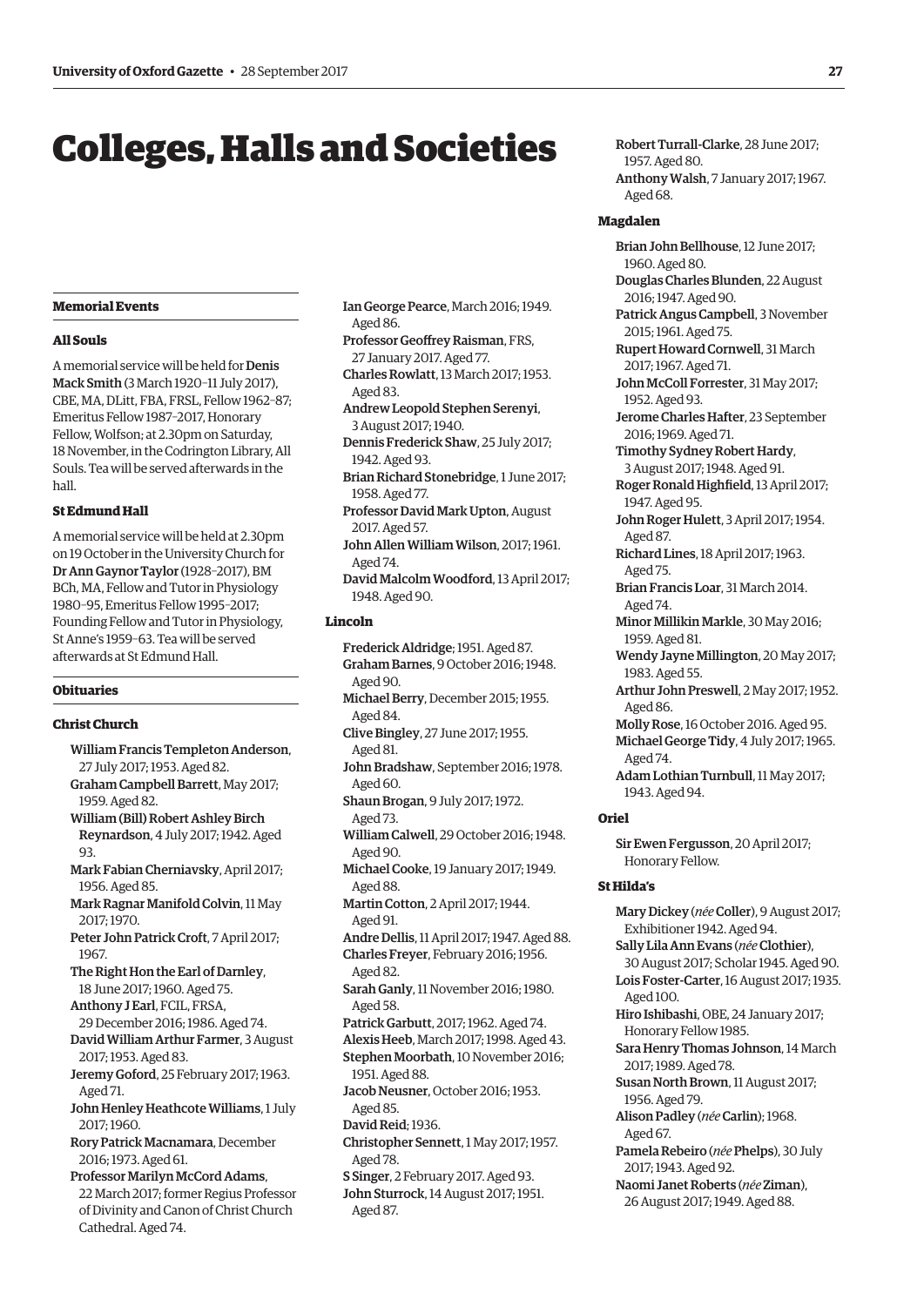# Colleges, Halls and Societies

## Memorial Events

### All Souls

A memorial service will be held for **Denis Mack Smith** (3 March 1920–11 July 2017), CBE, MA, DLitt, FBA, FRSL, Fellow 1962–87; Emeritus Fellow 1987–2017, Honorary Fellow, Wolfson; at 2.30pm on Saturday, 18 November, in the Codrington Library, All Souls. Tea will be served afterwards in the hall.

### St Edmund Hall

A memorial service will be held at 2.30pm on 19 October in the University Church for **Dr Ann Gaynor Taylor** (1928–2017), BM BCh, MA, Fellow and Tutor in Physiology 1980–95, Emeritus Fellow 1995–2017; Founding Fellow and Tutor in Physiology, St Anne's 1959–63. Tea will be served afterwards at St Edmund Hall.

## Obituaries

### Christ Church

**William Francis Templeton Anderson**, 27 July 2017; 1953. Aged 82.
**Graham Campbell Barrett**, May 2017; 1959. Aged 82.
**William (Bill) Robert Ashley Birch Reynardson**, 4 July 2017; 1942. Aged 93.
**Mark Fabian Cherniavsky**, April 2017; 1956. Aged 85.
**Mark Ragnar Manifold Colvin**, 11 May 2017; 1970.
**Peter John Patrick Croft**, 7 April 2017; 1967.
**The Right Hon the Earl of Darnley**, 18 June 2017; 1960. Aged 75.
**Anthony J Earl**, FCIL, FRSA, 29 December 2016; 1986. Aged 74.
**David William Arthur Farmer**, 3 August 2017; 1953. Aged 83.
**Jeremy Goford**, 25 February 2017; 1963. Aged 71.
**John Henley Heathcote Williams**, 1 July 2017; 1960.
**Rory Patrick Macnamara**, December 2016; 1973. Aged 61.
**Professor Marilyn McCord Adams**, 22 March 2017; former Regius Professor of Divinity and Canon of Christ Church Cathedral. Aged 74.
**Ian George Pearce**, March 2016; 1949. Aged 86.
**Professor Geoffrey Raisman**, FRS, 27 January 2017. Aged 77.
**Charles Rowlatt**, 13 March 2017; 1953. Aged 83.
**Andrew Leopold Stephen Serenyi**, 3 August 2017; 1940.
**Dennis Frederick Shaw**, 25 July 2017; 1942. Aged 93.
**Brian Richard Stonebridge**, 1 June 2017; 1958. Aged 77.
**Professor David Mark Upton**, August 2017. Aged 57.
**John Allen William Wilson**, 2017; 1961. Aged 74.
**David Malcolm Woodford**, 13 April 2017; 1948. Aged 90.

### Lincoln

**Frederick Aldridge**; 1951. Aged 87.
**Graham Barnes**, 9 October 2016; 1948. Aged 90.
**Michael Berry**, December 2015; 1955. Aged 84.
**Clive Bingley**, 27 June 2017; 1955. Aged 81.
**John Bradshaw**, September 2016; 1978. Aged 60.
**Shaun Brogan**, 9 July 2017; 1972. Aged 73.
**William Calwell**, 29 October 2016; 1948. Aged 90.
**Michael Cooke**, 19 January 2017; 1949. Aged 88.
**Martin Cotton**, 2 April 2017; 1944. Aged 91.
**Andre Dellis**, 11 April 2017; 1947. Aged 88.
**Charles Freyer**, February 2016; 1956. Aged 82.
**Sarah Ganly**, 11 November 2016; 1980. Aged 58.
**Patrick Garbutt**, 2017; 1962. Aged 74.
**Alexis Heeb**, March 2017; 1998. Aged 43.
**Stephen Moorbath**, 10 November 2016; 1951. Aged 88.
**Jacob Neusner**, October 2016; 1953. Aged 85.
**David Reid**; 1936.
**Christopher Sennett**, 1 May 2017; 1957. Aged 78.
**S Singer**, 2 February 2017. Aged 93.
**John Sturrock**, 14 August 2017; 1951. Aged 87.
**Robert Turrall-Clarke**, 28 June 2017; 1957. Aged 80.
**Anthony Walsh**, 7 January 2017; 1967. Aged 68.

### Magdalen

**Brian John Bellhouse**, 12 June 2017; 1960. Aged 80.
**Douglas Charles Blunden**, 22 August 2016; 1947. Aged 90.
**Patrick Angus Campbell**, 3 November 2015; 1961. Aged 75.
**Rupert Howard Cornwell**, 31 March 2017; 1967. Aged 71.
**John McColl Forrester**, 31 May 2017; 1952. Aged 93.
**Jerome Charles Hafter**, 23 September 2016; 1969. Aged 71.
**Timothy Sydney Robert Hardy**, 3 August 2017; 1948. Aged 91.
**Roger Ronald Highfield**, 13 April 2017; 1947. Aged 95.
**John Roger Hulett**, 3 April 2017; 1954. Aged 87.
**Richard Lines**, 18 April 2017; 1963. Aged 75.
**Brian Francis Loar**, 31 March 2014. Aged 74.
**Minor Millikin Markle**, 30 May 2016; 1959. Aged 81.
**Wendy Jayne Millington**, 20 May 2017; 1983. Aged 55.
**Arthur John Preswell**, 2 May 2017; 1952. Aged 86.
**Molly Rose**, 16 October 2016. Aged 95.
**Michael George Tidy**, 4 July 2017; 1965. Aged 74.
**Adam Lothian Turnbull**, 11 May 2017; 1943. Aged 94.

### Oriel

**Sir Ewen Fergusson**, 20 April 2017; Honorary Fellow.

### St Hilda's

**Mary Dickey** (*née* **Coller**), 9 August 2017; Exhibitioner 1942. Aged 94.
**Sally Lila Ann Evans** (*née* **Clothier**), 30 August 2017; Scholar 1945. Aged 90.
**Lois Foster-Carter**, 16 August 2017; 1935. Aged 100.
**Hiro Ishibashi**, OBE, 24 January 2017; Honorary Fellow 1985.
**Sara Henry Thomas Johnson**, 14 March 2017; 1989. Aged 78.
**Susan North Brown**, 11 August 2017; 1956. Aged 79.
**Alison Padley** (*née* **Carlin**); 1968. Aged 67.
**Pamela Rebeiro** (*née* **Phelps**), 30 July 2017; 1943. Aged 92.
**Naomi Janet Roberts** (*née* **Ziman**), 26 August 2017; 1949. Aged 88.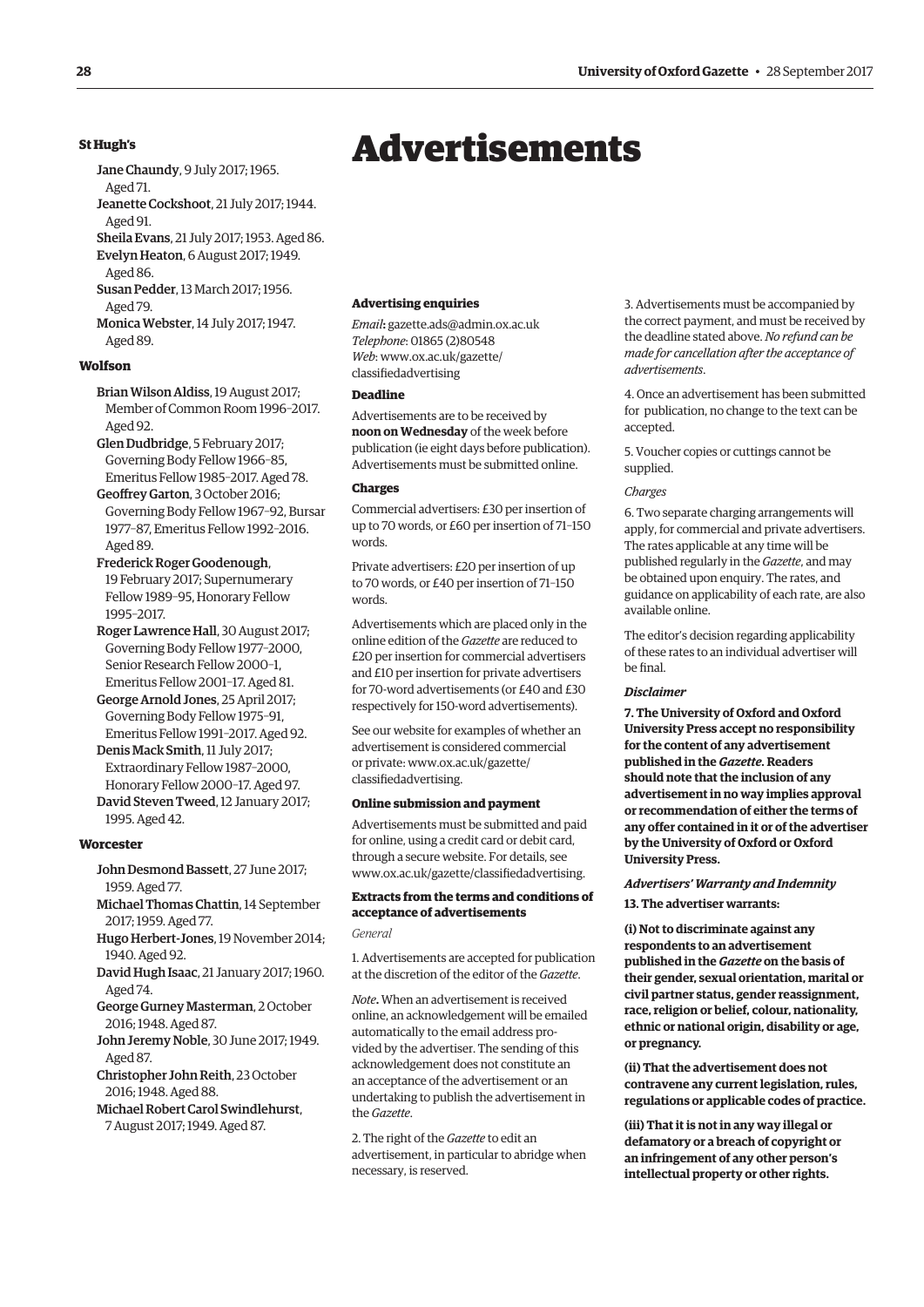### St Hugh's

Jane Chaundy, 9 July 2017; 1965. Aged 71.

Jeanette Cockshoot, 21 July 2017; 1944. Aged 91.

Sheila Evans, 21 July 2017; 1953. Aged 86.

Evelyn Heaton, 6 August 2017; 1949. Aged 86.

Susan Pedder, 13 March 2017; 1956. Aged 79.

Monica Webster, 14 July 2017; 1947. Aged 89.

### Wolfson

Brian Wilson Aldiss, 19 August 2017; Member of Common Room 1996–2017. Aged 92.

Glen Dudbridge, 5 February 2017; Governing Body Fellow 1966–85, Emeritus Fellow 1985–2017. Aged 78.

Geoffrey Garton, 3 October 2016; Governing Body Fellow 1967–92, Bursar 1977–87, Emeritus Fellow 1992–2016. Aged 89.

Frederick Roger Goodenough, 19 February 2017; Supernumerary Fellow 1989–95, Honorary Fellow 1995–2017.

Roger Lawrence Hall, 30 August 2017; Governing Body Fellow 1977–2000, Senior Research Fellow 2000–1, Emeritus Fellow 2001–17. Aged 81.

George Arnold Jones, 25 April 2017; Governing Body Fellow 1975–91, Emeritus Fellow 1991–2017. Aged 92.

Denis Mack Smith, 11 July 2017; Extraordinary Fellow 1987–2000, Honorary Fellow 2000–17. Aged 97.

David Steven Tweed, 12 January 2017; 1995. Aged 42.

### Worcester

John Desmond Bassett, 27 June 2017; 1959. Aged 77.

Michael Thomas Chattin, 14 September 2017; 1959. Aged 77.

Hugo Herbert-Jones, 19 November 2014; 1940. Aged 92.

David Hugh Isaac, 21 January 2017; 1960. Aged 74.

George Gurney Masterman, 2 October 2016; 1948. Aged 87.

John Jeremy Noble, 30 June 2017; 1949. Aged 87.

Christopher John Reith, 23 October 2016; 1948. Aged 88.

Michael Robert Carol Swindlehurst, 7 August 2017; 1949. Aged 87.

# Advertisements

### Advertising enquiries

*Email*: gazette.ads@admin.ox.ac.uk
*Telephone*: 01865 (2)80548
*Web*: www.ox.ac.uk/gazette/classifiedadvertising

### Deadline

Advertisements are to be received by **noon on Wednesday** of the week before publication (ie eight days before publication). Advertisements must be submitted online.

### Charges

Commercial advertisers: £30 per insertion of up to 70 words, or £60 per insertion of 71–150 words.

Private advertisers: £20 per insertion of up to 70 words, or £40 per insertion of 71–150 words.

Advertisements which are placed only in the online edition of the *Gazette* are reduced to £20 per insertion for commercial advertisers and £10 per insertion for private advertisers for 70-word advertisements (or £40 and £30 respectively for 150-word advertisements).

See our website for examples of whether an advertisement is considered commercial or private: www.ox.ac.uk/gazette/classifiedadvertising.

### Online submission and payment

Advertisements must be submitted and paid for online, using a credit card or debit card, through a secure website. For details, see www.ox.ac.uk/gazette/classifiedadvertising.

### Extracts from the terms and conditions of acceptance of advertisements

*General*

1. Advertisements are accepted for publication at the discretion of the editor of the *Gazette*.

*Note***.** When an advertisement is received online, an acknowledgement will be emailed automatically to the email address provided by the advertiser. The sending of this acknowledgement does not constitute an an acceptance of the advertisement or an undertaking to publish the advertisement in the *Gazette*.

2. The right of the *Gazette* to edit an advertisement, in particular to abridge when necessary, is reserved.

3. Advertisements must be accompanied by the correct payment, and must be received by the deadline stated above. *No refund can be made for cancellation after the acceptance of advertisements*.

4. Once an advertisement has been submitted for publication, no change to the text can be accepted.

5. Voucher copies or cuttings cannot be supplied.

*Charges*

6. Two separate charging arrangements will apply, for commercial and private advertisers. The rates applicable at any time will be published regularly in the *Gazette*, and may be obtained upon enquiry. The rates, and guidance on applicability of each rate, are also available online.

The editor's decision regarding applicability of these rates to an individual advertiser will be final.

***Disclaimer***

**7. The University of Oxford and Oxford University Press accept no responsibility for the content of any advertisement published in the *Gazette*. Readers should note that the inclusion of any advertisement in no way implies approval or recommendation of either the terms of any offer contained in it or of the advertiser by the University of Oxford or Oxford University Press.**

***Advertisers' Warranty and Indemnity***

**13. The advertiser warrants:**

**(i) Not to discriminate against any respondents to an advertisement published in the *Gazette* on the basis of their gender, sexual orientation, marital or civil partner status, gender reassignment, race, religion or belief, colour, nationality, ethnic or national origin, disability or age, or pregnancy.**

**(ii) That the advertisement does not contravene any current legislation, rules, regulations or applicable codes of practice.**

**(iii) That it is not in any way illegal or defamatory or a breach of copyright or an infringement of any other person's intellectual property or other rights.**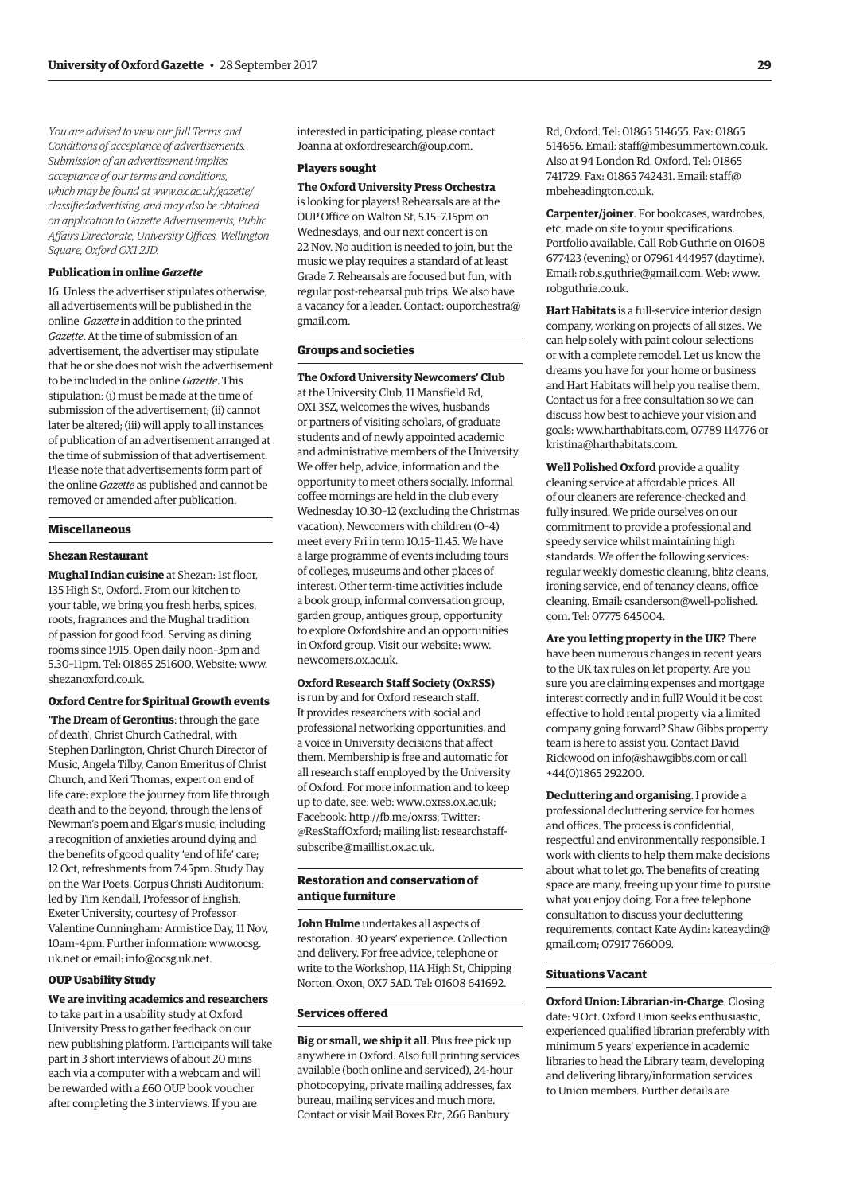*You are advised to view our full Terms and Conditions of acceptance of advertisements. Submission of an advertisement implies acceptance of our terms and conditions, which may be found at www.ox.ac.uk/gazette/classifiedadvertising, and may also be obtained on application to Gazette Advertisements, Public Affairs Directorate, University Offices, Wellington Square, Oxford OX1 2JD.*

### Publication in online *Gazette*

16. Unless the advertiser stipulates otherwise, all advertisements will be published in the online *Gazette* in addition to the printed *Gazette*. At the time of submission of an advertisement, the advertiser may stipulate that he or she does not wish the advertisement to be included in the online *Gazette*. This stipulation: (i) must be made at the time of submission of the advertisement; (ii) cannot later be altered; (iii) will apply to all instances of publication of an advertisement arranged at the time of submission of that advertisement. Please note that advertisements form part of the online *Gazette* as published and cannot be removed or amended after publication.

## Miscellaneous

### Shezan Restaurant

**Mughal Indian cuisine** at Shezan: 1st floor, 135 High St, Oxford. From our kitchen to your table, we bring you fresh herbs, spices, roots, fragrances and the Mughal tradition of passion for good food. Serving as dining rooms since 1915. Open daily noon–3pm and 5.30–11pm. Tel: 01865 251600. Website: www.shezanoxford.co.uk.

### Oxford Centre for Spiritual Growth events

**'The Dream of Gerontius**: through the gate of death', Christ Church Cathedral, with Stephen Darlington, Christ Church Director of Music, Angela Tilby, Canon Emeritus of Christ Church, and Keri Thomas, expert on end of life care: explore the journey from life through death and to the beyond, through the lens of Newman's poem and Elgar's music, including a recognition of anxieties around dying and the benefits of good quality 'end of life' care; 12 Oct, refreshments from 7.45pm. Study Day on the War Poets, Corpus Christi Auditorium: led by Tim Kendall, Professor of English, Exeter University, courtesy of Professor Valentine Cunningham; Armistice Day, 11 Nov, 10am–4pm. Further information: www.ocsg.uk.net or email: info@ocsg.uk.net.

### OUP Usability Study

**We are inviting academics and researchers** to take part in a usability study at Oxford University Press to gather feedback on our new publishing platform. Participants will take part in 3 short interviews of about 20 mins each via a computer with a webcam and will be rewarded with a £60 OUP book voucher after completing the 3 interviews. If you are interested in participating, please contact Joanna at oxfordresearch@oup.com.

### Players sought

**The Oxford University Press Orchestra** is looking for players! Rehearsals are at the OUP Office on Walton St, 5.15–7.15pm on Wednesdays, and our next concert is on 22 Nov. No audition is needed to join, but the music we play requires a standard of at least Grade 7. Rehearsals are focused but fun, with regular post-rehearsal pub trips. We also have a vacancy for a leader. Contact: ouporchestra@gmail.com.

## Groups and societies

**The Oxford University Newcomers' Club** at the University Club, 11 Mansfield Rd, OX1 3SZ, welcomes the wives, husbands or partners of visiting scholars, of graduate students and of newly appointed academic and administrative members of the University. We offer help, advice, information and the opportunity to meet others socially. Informal coffee mornings are held in the club every Wednesday 10.30–12 (excluding the Christmas vacation). Newcomers with children (0–4) meet every Fri in term 10.15–11.45. We have a large programme of events including tours of colleges, museums and other places of interest. Other term-time activities include a book group, informal conversation group, garden group, antiques group, opportunity to explore Oxfordshire and an opportunities in Oxford group. Visit our website: www.newcomers.ox.ac.uk.

**Oxford Research Staff Society (OxRSS)** is run by and for Oxford research staff. It provides researchers with social and professional networking opportunities, and a voice in University decisions that affect them. Membership is free and automatic for all research staff employed by the University of Oxford. For more information and to keep up to date, see: web: www.oxrss.ox.ac.uk; Facebook: http://fb.me/oxrss; Twitter: @ResStaffOxford; mailing list: researchstaff-subscribe@maillist.ox.ac.uk.

## Restoration and conservation of antique furniture

**John Hulme** undertakes all aspects of restoration. 30 years' experience. Collection and delivery. For free advice, telephone or write to the Workshop, 11A High St, Chipping Norton, Oxon, OX7 5AD. Tel: 01608 641692.

## Services offered

**Big or small, we ship it all**. Plus free pick up anywhere in Oxford. Also full printing services available (both online and serviced), 24-hour photocopying, private mailing addresses, fax bureau, mailing services and much more. Contact or visit Mail Boxes Etc, 266 Banbury Rd, Oxford. Tel: 01865 514655. Fax: 01865 514656. Email: staff@mbesummertown.co.uk. Also at 94 London Rd, Oxford. Tel: 01865 741729. Fax: 01865 742431. Email: staff@mbeheadington.co.uk.

**Carpenter/joiner**. For bookcases, wardrobes, etc, made on site to your specifications. Portfolio available. Call Rob Guthrie on 01608 677423 (evening) or 07961 444957 (daytime). Email: rob.s.guthrie@gmail.com. Web: www.robguthrie.co.uk.

**Hart Habitats** is a full-service interior design company, working on projects of all sizes. We can help solely with paint colour selections or with a complete remodel. Let us know the dreams you have for your home or business and Hart Habitats will help you realise them. Contact us for a free consultation so we can discuss how best to achieve your vision and goals: www.harthabitats.com, 07789 114776 or kristina@harthabitats.com.

**Well Polished Oxford** provide a quality cleaning service at affordable prices. All of our cleaners are reference-checked and fully insured. We pride ourselves on our commitment to provide a professional and speedy service whilst maintaining high standards. We offer the following services: regular weekly domestic cleaning, blitz cleans, ironing service, end of tenancy cleans, office cleaning. Email: csanderson@well-polished.com. Tel: 07775 645004.

**Are you letting property in the UK?** There have been numerous changes in recent years to the UK tax rules on let property. Are you sure you are claiming expenses and mortgage interest correctly and in full? Would it be cost effective to hold rental property via a limited company going forward? Shaw Gibbs property team is here to assist you. Contact David Rickwood on info@shawgibbs.com or call +44(0)1865 292200.

**Decluttering and organising**. I provide a professional decluttering service for homes and offices. The process is confidential, respectful and environmentally responsible. I work with clients to help them make decisions about what to let go. The benefits of creating space are many, freeing up your time to pursue what you enjoy doing. For a free telephone consultation to discuss your decluttering requirements, contact Kate Aydin: kateaydin@gmail.com; 07917 766009.

## Situations Vacant

**Oxford Union: Librarian-in-Charge**. Closing date: 9 Oct. Oxford Union seeks enthusiastic, experienced qualified librarian preferably with minimum 5 years' experience in academic libraries to head the Library team, developing and delivering library/information services to Union members. Further details are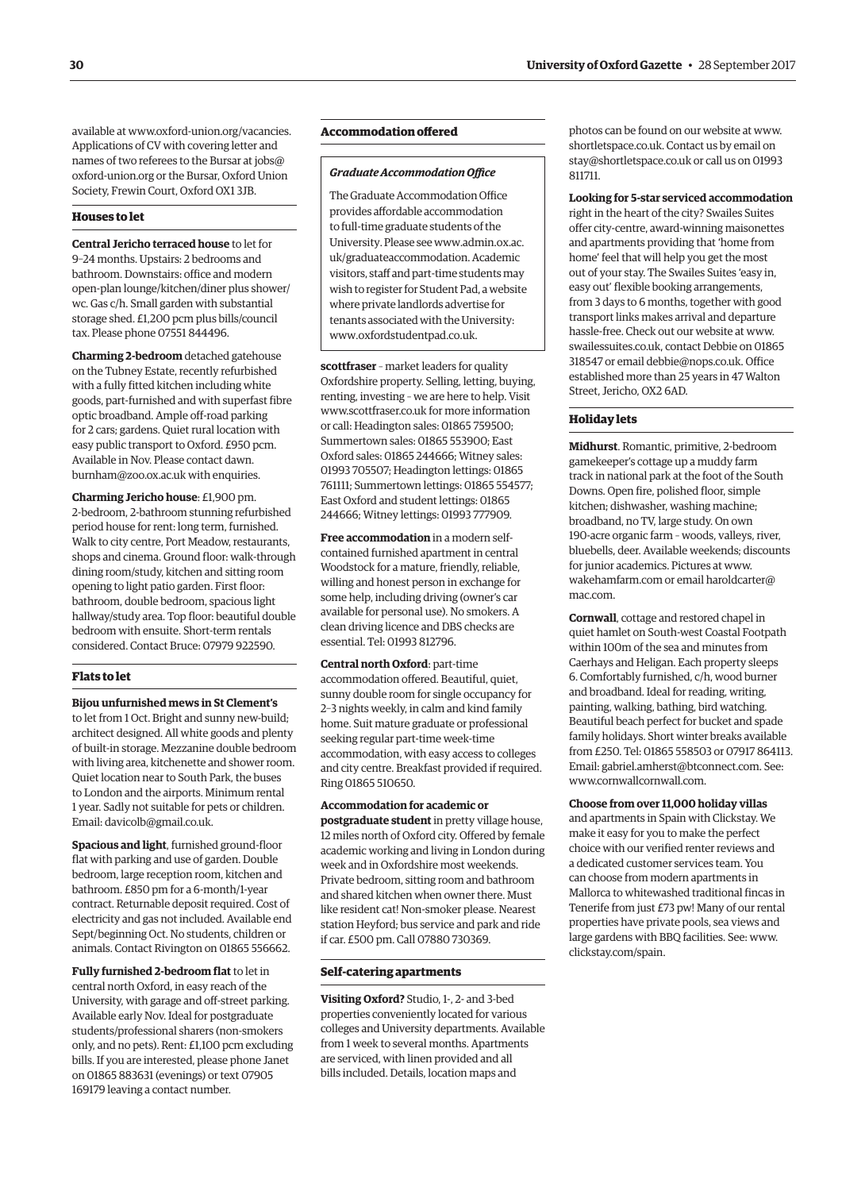available at www.oxford-union.org/vacancies. Applications of CV with covering letter and names of two referees to the Bursar at jobs@oxford-union.org or the Bursar, Oxford Union Society, Frewin Court, Oxford OX1 3JB.

### Houses to let

**Central Jericho terraced house** to let for 9–24 months. Upstairs: 2 bedrooms and bathroom. Downstairs: office and modern open-plan lounge/kitchen/diner plus shower/wc. Gas c/h. Small garden with substantial storage shed. £1,200 pcm plus bills/council tax. Please phone 07551 844496.

**Charming 2-bedroom** detached gatehouse on the Tubney Estate, recently refurbished with a fully fitted kitchen including white goods, part-furnished and with superfast fibre optic broadband. Ample off-road parking for 2 cars; gardens. Quiet rural location with easy public transport to Oxford. £950 pcm. Available in Nov. Please contact dawn.burnham@zoo.ox.ac.uk with enquiries.

**Charming Jericho house**: £1,900 pm. 2-bedroom, 2-bathroom stunning refurbished period house for rent: long term, furnished. Walk to city centre, Port Meadow, restaurants, shops and cinema. Ground floor: walk-through dining room/study, kitchen and sitting room opening to light patio garden. First floor: bathroom, double bedroom, spacious light hallway/study area. Top floor: beautiful double bedroom with ensuite. Short-term rentals considered. Contact Bruce: 07979 922590.

### Flats to let

**Bijou unfurnished mews in St Clement's** to let from 1 Oct. Bright and sunny new-build; architect designed. All white goods and plenty of built-in storage. Mezzanine double bedroom with living area, kitchenette and shower room. Quiet location near to South Park, the buses to London and the airports. Minimum rental 1 year. Sadly not suitable for pets or children. Email: davicolb@gmail.co.uk.

**Spacious and light**, furnished ground-floor flat with parking and use of garden. Double bedroom, large reception room, kitchen and bathroom. £850 pm for a 6-month/1-year contract. Returnable deposit required. Cost of electricity and gas not included. Available end Sept/beginning Oct. No students, children or animals. Contact Rivington on 01865 556662.

**Fully furnished 2-bedroom flat** to let in central north Oxford, in easy reach of the University, with garage and off-street parking. Available early Nov. Ideal for postgraduate students/professional sharers (non-smokers only, and no pets). Rent: £1,100 pcm excluding bills. If you are interested, please phone Janet on 01865 883631 (evenings) or text 07905 169179 leaving a contact number.

### Accommodation offered

***Graduate Accommodation Office***

The Graduate Accommodation Office provides affordable accommodation to full-time graduate students of the University. Please see www.admin.ox.ac.uk/graduateaccommodation. Academic visitors, staff and part-time students may wish to register for Student Pad, a website where private landlords advertise for tenants associated with the University: www.oxfordstudentpad.co.uk.

**scottfraser** – market leaders for quality Oxfordshire property. Selling, letting, buying, renting, investing – we are here to help. Visit www.scottfraser.co.uk for more information or call: Headington sales: 01865 759500; Summertown sales: 01865 553900; East Oxford sales: 01865 244666; Witney sales: 01993 705507; Headington lettings: 01865 761111; Summertown lettings: 01865 554577; East Oxford and student lettings: 01865 244666; Witney lettings: 01993 777909.

**Free accommodation** in a modern self-contained furnished apartment in central Woodstock for a mature, friendly, reliable, willing and honest person in exchange for some help, including driving (owner's car available for personal use). No smokers. A clean driving licence and DBS checks are essential. Tel: 01993 812796.

**Central north Oxford**: part-time accommodation offered. Beautiful, quiet, sunny double room for single occupancy for 2–3 nights weekly, in calm and kind family home. Suit mature graduate or professional seeking regular part-time week-time accommodation, with easy access to colleges and city centre. Breakfast provided if required. Ring 01865 510650.

**Accommodation for academic or postgraduate student** in pretty village house, 12 miles north of Oxford city. Offered by female academic working and living in London during week and in Oxfordshire most weekends. Private bedroom, sitting room and bathroom and shared kitchen when owner there. Must like resident cat! Non-smoker please. Nearest station Heyford; bus service and park and ride if car. £500 pm. Call 07880 730369.

### Self-catering apartments

**Visiting Oxford?** Studio, 1-, 2- and 3-bed properties conveniently located for various colleges and University departments. Available from 1 week to several months. Apartments are serviced, with linen provided and all bills included. Details, location maps and photos can be found on our website at www.shortletspace.co.uk. Contact us by email on stay@shortletspace.co.uk or call us on 01993 811711.

**Looking for 5-star serviced accommodation** right in the heart of the city? Swailes Suites offer city-centre, award-winning maisonettes and apartments providing that 'home from home' feel that will help you get the most out of your stay. The Swailes Suites 'easy in, easy out' flexible booking arrangements, from 3 days to 6 months, together with good transport links makes arrival and departure hassle-free. Check out our website at www.swailessuites.co.uk, contact Debbie on 01865 318547 or email debbie@nops.co.uk. Office established more than 25 years in 47 Walton Street, Jericho, OX2 6AD.

### Holiday lets

**Midhurst**. Romantic, primitive, 2-bedroom gamekeeper's cottage up a muddy farm track in national park at the foot of the South Downs. Open fire, polished floor, simple kitchen; dishwasher, washing machine; broadband, no TV, large study. On own 190-acre organic farm – woods, valleys, river, bluebells, deer. Available weekends; discounts for junior academics. Pictures at www.wakehamfarm.com or email haroldcarter@mac.com.

**Cornwall**, cottage and restored chapel in quiet hamlet on South-west Coastal Footpath within 100m of the sea and minutes from Caerhays and Heligan. Each property sleeps 6. Comfortably furnished, c/h, wood burner and broadband. Ideal for reading, writing, painting, walking, bathing, bird watching. Beautiful beach perfect for bucket and spade family holidays. Short winter breaks available from £250. Tel: 01865 558503 or 07917 864113. Email: gabriel.amherst@btconnect.com. See: www.cornwallcornwall.com.

**Choose from over 11,000 holiday villas** and apartments in Spain with Clickstay. We make it easy for you to make the perfect choice with our verified renter reviews and a dedicated customer services team. You can choose from modern apartments in Mallorca to whitewashed traditional fincas in Tenerife from just £73 pw! Many of our rental properties have private pools, sea views and large gardens with BBQ facilities. See: www.clickstay.com/spain.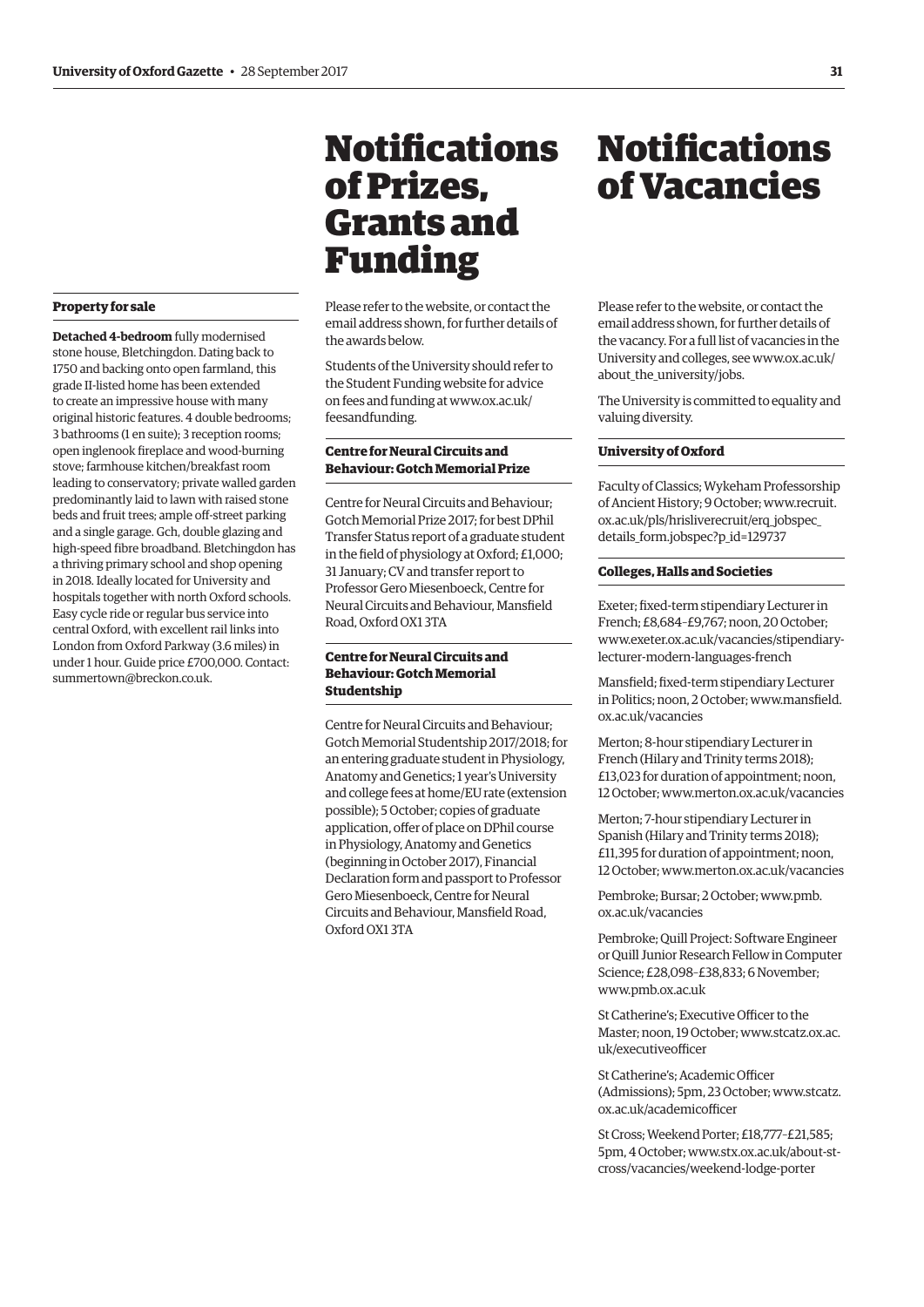### Property for sale

**Detached 4-bedroom** fully modernised stone house, Bletchingdon. Dating back to 1750 and backing onto open farmland, this grade II-listed home has been extended to create an impressive house with many original historic features. 4 double bedrooms; 3 bathrooms (1 en suite); 3 reception rooms; open inglenook fireplace and wood-burning stove; farmhouse kitchen/breakfast room leading to conservatory; private walled garden predominantly laid to lawn with raised stone beds and fruit trees; ample off-street parking and a single garage. Gch, double glazing and high-speed fibre broadband. Bletchingdon has a thriving primary school and shop opening in 2018. Ideally located for University and hospitals together with north Oxford schools. Easy cycle ride or regular bus service into central Oxford, with excellent rail links into London from Oxford Parkway (3.6 miles) in under 1 hour. Guide price £700,000. Contact: summertown@breckon.co.uk.

# Notifications of Prizes, Grants and Funding

Please refer to the website, or contact the email address shown, for further details of the awards below.

Students of the University should refer to the Student Funding website for advice on fees and funding at www.ox.ac.uk/feesandfunding.

### Centre for Neural Circuits and Behaviour: Gotch Memorial Prize

Centre for Neural Circuits and Behaviour; Gotch Memorial Prize 2017; for best DPhil Transfer Status report of a graduate student in the field of physiology at Oxford; £1,000; 31 January; CV and transfer report to Professor Gero Miesenboeck, Centre for Neural Circuits and Behaviour, Mansfield Road, Oxford OX1 3TA

### Centre for Neural Circuits and Behaviour: Gotch Memorial Studentship

Centre for Neural Circuits and Behaviour; Gotch Memorial Studentship 2017/2018; for an entering graduate student in Physiology, Anatomy and Genetics; 1 year's University and college fees at home/EU rate (extension possible); 5 October; copies of graduate application, offer of place on DPhil course in Physiology, Anatomy and Genetics (beginning in October 2017), Financial Declaration form and passport to Professor Gero Miesenboeck, Centre for Neural Circuits and Behaviour, Mansfield Road, Oxford OX1 3TA

# Notifications of Vacancies

Please refer to the website, or contact the email address shown, for further details of the vacancy. For a full list of vacancies in the University and colleges, see www.ox.ac.uk/about_the_university/jobs.

The University is committed to equality and valuing diversity.

### University of Oxford

Faculty of Classics; Wykeham Professorship of Ancient History; 9 October; www.recruit.ox.ac.uk/pls/hrisliverecruit/erq_jobspec_details_form.jobspec?p_id=129737

### Colleges, Halls and Societies

Exeter; fixed-term stipendiary Lecturer in French; £8,684–£9,767; noon, 20 October; www.exeter.ox.ac.uk/vacancies/stipendiary-lecturer-modern-languages-french

Mansfield; fixed-term stipendiary Lecturer in Politics; noon, 2 October; www.mansfield.ox.ac.uk/vacancies

Merton; 8-hour stipendiary Lecturer in French (Hilary and Trinity terms 2018); £13,023 for duration of appointment; noon, 12 October; www.merton.ox.ac.uk/vacancies

Merton; 7-hour stipendiary Lecturer in Spanish (Hilary and Trinity terms 2018); £11,395 for duration of appointment; noon, 12 October; www.merton.ox.ac.uk/vacancies

Pembroke; Bursar; 2 October; www.pmb.ox.ac.uk/vacancies

Pembroke; Quill Project: Software Engineer or Quill Junior Research Fellow in Computer Science; £28,098–£38,833; 6 November; www.pmb.ox.ac.uk

St Catherine's; Executive Officer to the Master; noon, 19 October; www.stcatz.ox.ac.uk/executiveofficer

St Catherine's; Academic Officer (Admissions); 5pm, 23 October; www.stcatz.ox.ac.uk/academicofficer

St Cross; Weekend Porter; £18,777–£21,585; 5pm, 4 October; www.stx.ox.ac.uk/about-st-cross/vacancies/weekend-lodge-porter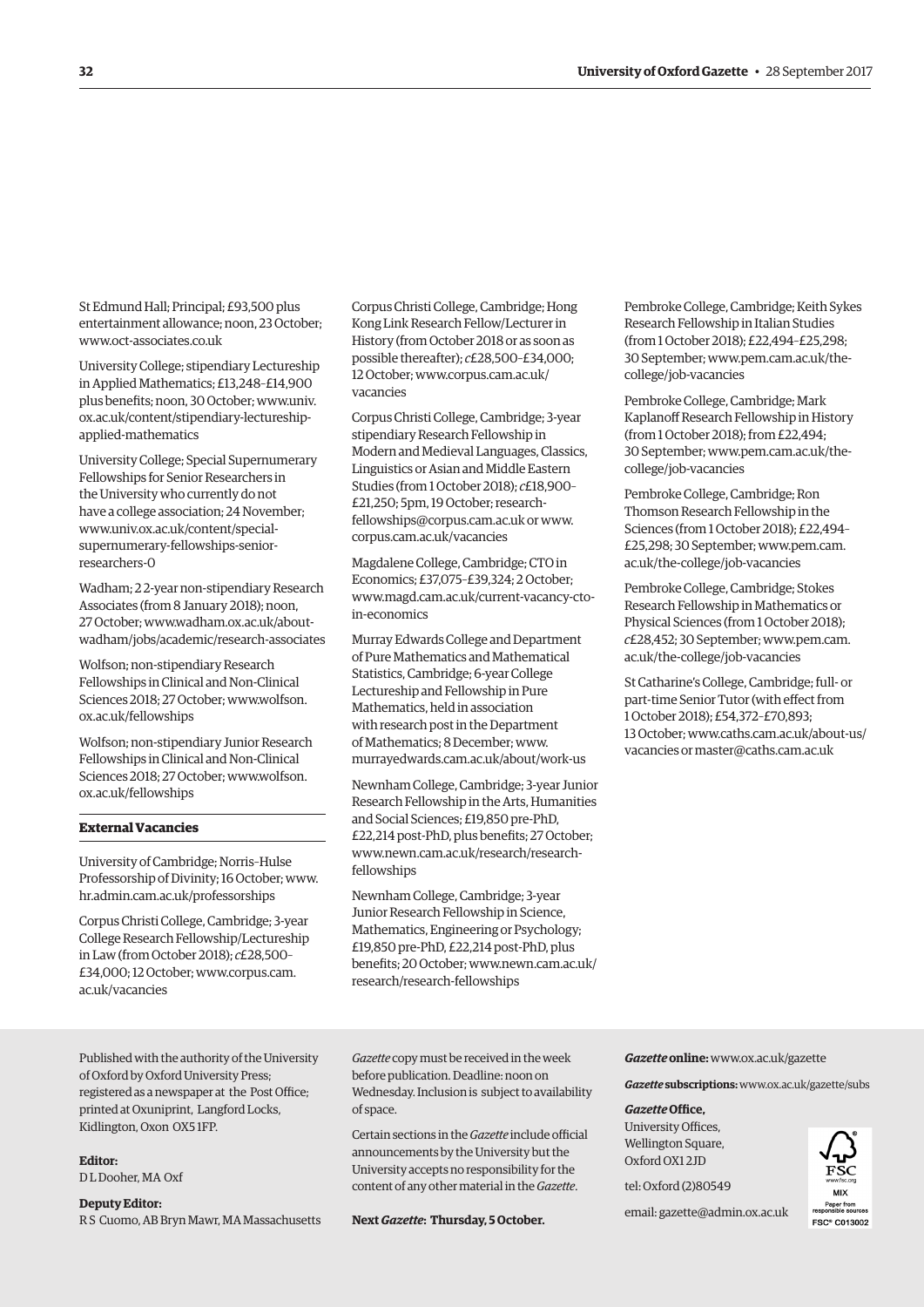St Edmund Hall; Principal; £93,500 plus entertainment allowance; noon, 23 October; www.oct-associates.co.uk

University College; stipendiary Lectureship in Applied Mathematics; £13,248–£14,900 plus benefits; noon, 30 October; www.univ.ox.ac.uk/content/stipendiary-lectureship-applied-mathematics

University College; Special Supernumerary Fellowships for Senior Researchers in the University who currently do not have a college association; 24 November; www.univ.ox.ac.uk/content/special-supernumerary-fellowships-senior-researchers-0

Wadham; 2 2-year non-stipendiary Research Associates (from 8 January 2018); noon, 27 October; www.wadham.ox.ac.uk/about-wadham/jobs/academic/research-associates

Wolfson; non-stipendiary Research Fellowships in Clinical and Non-Clinical Sciences 2018; 27 October; www.wolfson.ox.ac.uk/fellowships

Wolfson; non-stipendiary Junior Research Fellowships in Clinical and Non-Clinical Sciences 2018; 27 October; www.wolfson.ox.ac.uk/fellowships

## External Vacancies

University of Cambridge; Norris–Hulse Professorship of Divinity; 16 October; www.hr.admin.cam.ac.uk/professorships

Corpus Christi College, Cambridge; 3-year College Research Fellowship/Lectureship in Law (from October 2018); *c*£28,500–£34,000; 12 October; www.corpus.cam.ac.uk/vacancies

Corpus Christi College, Cambridge; Hong Kong Link Research Fellow/Lecturer in History (from October 2018 or as soon as possible thereafter); *c*£28,500–£34,000; 12 October; www.corpus.cam.ac.uk/vacancies

Corpus Christi College, Cambridge; 3-year stipendiary Research Fellowship in Modern and Medieval Languages, Classics, Linguistics or Asian and Middle Eastern Studies (from 1 October 2018); *c*£18,900–£21,250; 5pm, 19 October; research-fellowships@corpus.cam.ac.uk or www.corpus.cam.ac.uk/vacancies

Magdalene College, Cambridge; CTO in Economics; £37,075–£39,324; 2 October; www.magd.cam.ac.uk/current-vacancy-cto-in-economics

Murray Edwards College and Department of Pure Mathematics and Mathematical Statistics, Cambridge; 6-year College Lectureship and Fellowship in Pure Mathematics, held in association with research post in the Department of Mathematics; 8 December; www.murrayedwards.cam.ac.uk/about/work-us

Newnham College, Cambridge; 3-year Junior Research Fellowship in the Arts, Humanities and Social Sciences; £19,850 pre-PhD, £22,214 post-PhD, plus benefits; 27 October; www.newn.cam.ac.uk/research/research-fellowships

Newnham College, Cambridge; 3-year Junior Research Fellowship in Science, Mathematics, Engineering or Psychology; £19,850 pre-PhD, £22,214 post-PhD, plus benefits; 20 October; www.newn.cam.ac.uk/research/research-fellowships

Pembroke College, Cambridge; Keith Sykes Research Fellowship in Italian Studies (from 1 October 2018); £22,494–£25,298; 30 September; www.pem.cam.ac.uk/the-college/job-vacancies

Pembroke College, Cambridge; Mark Kaplanoff Research Fellowship in History (from 1 October 2018); from £22,494; 30 September; www.pem.cam.ac.uk/the-college/job-vacancies

Pembroke College, Cambridge; Ron Thomson Research Fellowship in the Sciences (from 1 October 2018); £22,494–£25,298; 30 September; www.pem.cam.ac.uk/the-college/job-vacancies

Pembroke College, Cambridge; Stokes Research Fellowship in Mathematics or Physical Sciences (from 1 October 2018); *c*£28,452; 30 September; www.pem.cam.ac.uk/the-college/job-vacancies

St Catharine's College, Cambridge; full- or part-time Senior Tutor (with effect from 1 October 2018); £54,372–£70,893; 13 October; www.caths.cam.ac.uk/about-us/vacancies or master@caths.cam.ac.uk

---

Published with the authority of the University of Oxford by Oxford University Press; registered as a newspaper at the Post Office; printed at Oxuniprint, Langford Locks, Kidlington, Oxon OX5 1FP.

**Editor:**
D L Dooher, MA Oxf

**Deputy Editor:**
R S Cuomo, AB Bryn Mawr, MA Massachusetts

*Gazette* copy must be received in the week before publication. Deadline: noon on Wednesday. Inclusion is subject to availability of space.

Certain sections in the *Gazette* include official announcements by the University but the University accepts no responsibility for the content of any other material in the *Gazette*.

**Next *Gazette*: Thursday, 5 October.**

***Gazette* online:** www.ox.ac.uk/gazette

***Gazette* subscriptions:** www.ox.ac.uk/gazette/subs

***Gazette* Office,**
University Offices,
Wellington Square,
Oxford OX1 2JD

tel: Oxford (2)80549

email: gazette@admin.ox.ac.uk

FSC www.fsc.org MIX Paper from responsible sources FSC® C013002